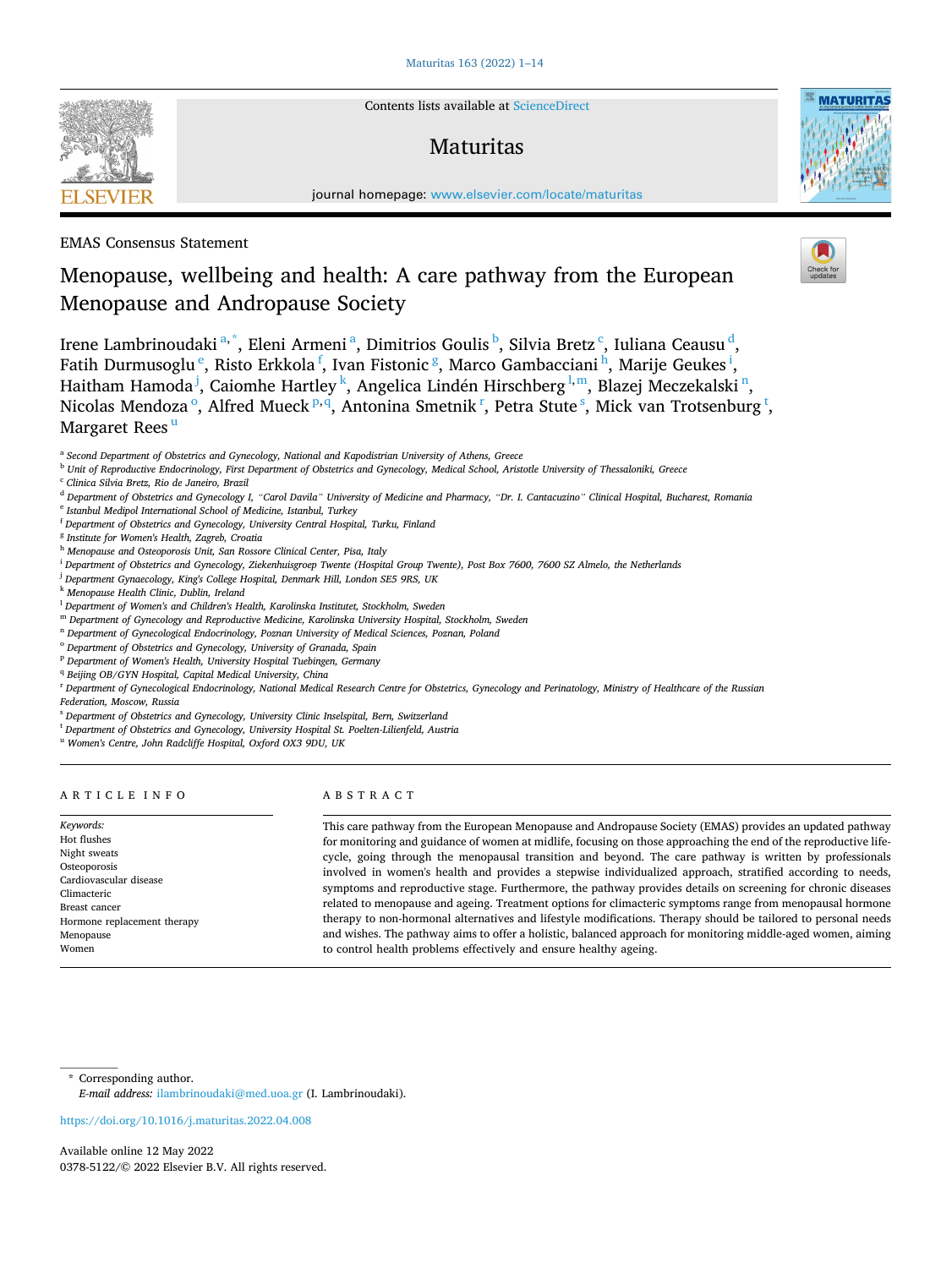EMAS Consensus Statement

# Menopause, wellbeing and health: A care pathway from the European Menopause and Andropause Society

Irene Lambrinoudaki[a,*], Eleni Armeni[a], Dimitrios Goulis[b], Silvia Bretz[c], Iuliana Ceausu[d], Fatih Durmusoglu[e], Risto Erkkola[f], Ivan Fistonic[g], Marco Gambacciani[h], Marije Geukes[i], Haitham Hamoda[j], Caiomhe Hartley[k], Angelica Lindén Hirschberg[l,m], Blazej Meczekalski[n], Nicolas Mendoza[o], Alfred Mueck[p,q], Antonina Smetnik[r], Petra Stute[s], Mick van Trotsenburg[t], Margaret Rees[u]

[a] Second Department of Obstetrics and Gynecology, National and Kapodistrian University of Athens, Greece
[b] Unit of Reproductive Endocrinology, First Department of Obstetrics and Gynecology, Medical School, Aristotle University of Thessaloniki, Greece
[c] Clinica Silvia Bretz, Rio de Janeiro, Brazil
[d] Department of Obstetrics and Gynecology I, "Carol Davila" University of Medicine and Pharmacy, "Dr. I. Cantacuzino" Clinical Hospital, Bucharest, Romania
[e] Istanbul Medipol International School of Medicine, Istanbul, Turkey
[f] Department of Obstetrics and Gynecology, University Central Hospital, Turku, Finland
[g] Institute for Women's Health, Zagreb, Croatia
[h] Menopause and Osteoporosis Unit, San Rossore Clinical Center, Pisa, Italy
[i] Department of Obstetrics and Gynecology, Ziekenhuisgroep Twente (Hospital Group Twente), Post Box 7600, 7600 SZ Almelo, the Netherlands
[j] Department Gynaecology, King's College Hospital, Denmark Hill, London SE5 9RS, UK
[k] Menopause Health Clinic, Dublin, Ireland
[l] Department of Women's and Children's Health, Karolinska Institutet, Stockholm, Sweden
[m] Department of Gynecology and Reproductive Medicine, Karolinska University Hospital, Stockholm, Sweden
[n] Department of Gynecological Endocrinology, Poznan University of Medical Sciences, Poznan, Poland
[o] Department of Obstetrics and Gynecology, University of Granada, Spain
[p] Department of Women's Health, University Hospital Tuebingen, Germany
[q] Beijing OB/GYN Hospital, Capital Medical University, China
[r] Department of Gynecological Endocrinology, National Medical Research Centre for Obstetrics, Gynecology and Perinatology, Ministry of Healthcare of the Russian Federation, Moscow, Russia
[s] Department of Obstetrics and Gynecology, University Clinic Inselspital, Bern, Switzerland
[t] Department of Obstetrics and Gynecology, University Hospital St. Poelten-Lilienfeld, Austria
[u] Women's Centre, John Radcliffe Hospital, Oxford OX3 9DU, UK

## ARTICLE INFO

*Keywords:*
Hot flushes
Night sweats
Osteoporosis
Cardiovascular disease
Climacteric
Breast cancer
Hormone replacement therapy
Menopause
Women

## ABSTRACT

This care pathway from the European Menopause and Andropause Society (EMAS) provides an updated pathway for monitoring and guidance of women at midlife, focusing on those approaching the end of the reproductive life-cycle, going through the menopausal transition and beyond. The care pathway is written by professionals involved in women's health and provides a stepwise individualized approach, stratified according to needs, symptoms and reproductive stage. Furthermore, the pathway provides details on screening for chronic diseases related to menopause and ageing. Treatment options for climacteric symptoms range from menopausal hormone therapy to non-hormonal alternatives and lifestyle modifications. Therapy should be tailored to personal needs and wishes. The pathway aims to offer a holistic, balanced approach for monitoring middle-aged women, aiming to control health problems effectively and ensure healthy ageing.

* Corresponding author.
*E-mail address:* ilambrinoudaki@med.uoa.gr (I. Lambrinoudaki).

https://doi.org/10.1016/j.maturitas.2022.04.008

Available online 12 May 2022
0378-5122/© 2022 Elsevier B.V. All rights reserved.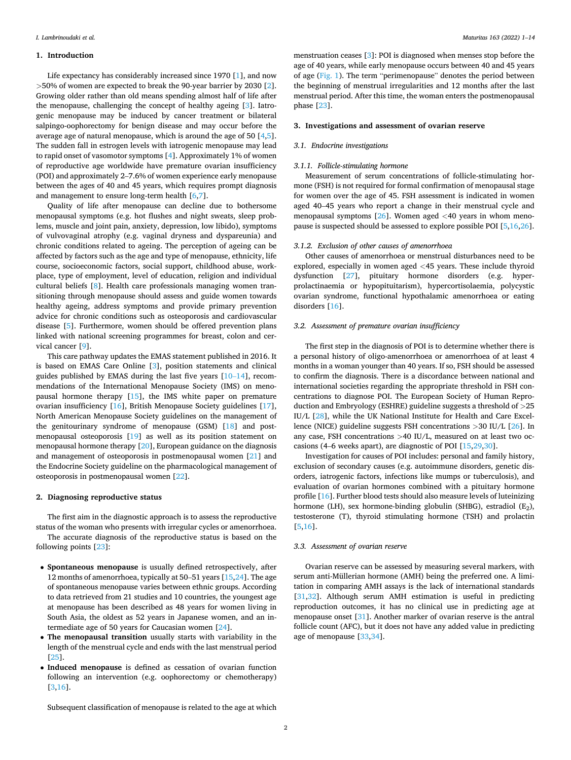## 1. Introduction

Life expectancy has considerably increased since 1970 [1], and now >50% of women are expected to break the 90-year barrier by 2030 [2]. Growing older rather than old means spending almost half of life after the menopause, challenging the concept of healthy ageing [3]. Iatrogenic menopause may be induced by cancer treatment or bilateral salpingo-oophorectomy for benign disease and may occur before the average age of natural menopause, which is around the age of 50 [4,5]. The sudden fall in estrogen levels with iatrogenic menopause may lead to rapid onset of vasomotor symptoms [4]. Approximately 1% of women of reproductive age worldwide have premature ovarian insufficiency (POI) and approximately 2–7.6% of women experience early menopause between the ages of 40 and 45 years, which requires prompt diagnosis and management to ensure long-term health [6,7].

Quality of life after menopause can decline due to bothersome menopausal symptoms (e.g. hot flushes and night sweats, sleep problems, muscle and joint pain, anxiety, depression, low libido), symptoms of vulvovaginal atrophy (e.g. vaginal dryness and dyspareunia) and chronic conditions related to ageing. The perception of ageing can be affected by factors such as the age and type of menopause, ethnicity, life course, socioeconomic factors, social support, childhood abuse, workplace, type of employment, level of education, religion and individual cultural beliefs [8]. Health care professionals managing women transitioning through menopause should assess and guide women towards healthy ageing, address symptoms and provide primary prevention advice for chronic conditions such as osteoporosis and cardiovascular disease [5]. Furthermore, women should be offered prevention plans linked with national screening programmes for breast, colon and cervical cancer [9].

This care pathway updates the EMAS statement published in 2016. It is based on EMAS Care Online [3], position statements and clinical guides published by EMAS during the last five years [10–14], recommendations of the International Menopause Society (IMS) on menopausal hormone therapy [15], the IMS white paper on premature ovarian insufficiency [16], British Menopause Society guidelines [17], North American Menopause Society guidelines on the management of the genitourinary syndrome of menopause (GSM) [18] and postmenopausal osteoporosis [19] as well as its position statement on menopausal hormone therapy [20], European guidance on the diagnosis and management of osteoporosis in postmenopausal women [21] and the Endocrine Society guideline on the pharmacological management of osteoporosis in postmenopausal women [22].

## 2. Diagnosing reproductive status

The first aim in the diagnostic approach is to assess the reproductive status of the woman who presents with irregular cycles or amenorrhoea.

The accurate diagnosis of the reproductive status is based on the following points [23]:

- **Spontaneous menopause** is usually defined retrospectively, after 12 months of amenorrhoea, typically at 50–51 years [15,24]. The age of spontaneous menopause varies between ethnic groups. According to data retrieved from 21 studies and 10 countries, the youngest age at menopause has been described as 48 years for women living in South Asia, the oldest as 52 years in Japanese women, and an intermediate age of 50 years for Caucasian women [24].
- **The menopausal transition** usually starts with variability in the length of the menstrual cycle and ends with the last menstrual period [25].
- **Induced menopause** is defined as cessation of ovarian function following an intervention (e.g. oophorectomy or chemotherapy) [3,16].

Subsequent classification of menopause is related to the age at which menstruation ceases [3]: POI is diagnosed when menses stop before the age of 40 years, while early menopause occurs between 40 and 45 years of age (Fig. 1). The term "perimenopause" denotes the period between the beginning of menstrual irregularities and 12 months after the last menstrual period. After this time, the woman enters the postmenopausal phase [23].

## 3. Investigations and assessment of ovarian reserve

### 3.1. Endocrine investigations

#### 3.1.1. Follicle-stimulating hormone

Measurement of serum concentrations of follicle-stimulating hormone (FSH) is not required for formal confirmation of menopausal stage for women over the age of 45. FSH assessment is indicated in women aged 40–45 years who report a change in their menstrual cycle and menopausal symptoms [26]. Women aged <40 years in whom menopause is suspected should be assessed to explore possible POI [5,16,26].

#### 3.1.2. Exclusion of other causes of amenorrhoea

Other causes of amenorrhoea or menstrual disturbances need to be explored, especially in women aged <45 years. These include thyroid dysfunction [27], pituitary hormone disorders (e.g. hyperprolactinaemia or hypopituitarism), hypercortisolaemia, polycystic ovarian syndrome, functional hypothalamic amenorrhoea or eating disorders [16].

### 3.2. Assessment of premature ovarian insufficiency

The first step in the diagnosis of POI is to determine whether there is a personal history of oligo-amenorrhoea or amenorrhoea of at least 4 months in a woman younger than 40 years. If so, FSH should be assessed to confirm the diagnosis. There is a discordance between national and international societies regarding the appropriate threshold in FSH concentrations to diagnose POI. The European Society of Human Reproduction and Embryology (ESHRE) guideline suggests a threshold of >25 IU/L [28], while the UK National Institute for Health and Care Excellence (NICE) guideline suggests FSH concentrations >30 IU/L [26]. In any case, FSH concentrations >40 IU/L, measured on at least two occasions (4–6 weeks apart), are diagnostic of POI [15,29,30].

Investigation for causes of POI includes: personal and family history, exclusion of secondary causes (e.g. autoimmune disorders, genetic disorders, iatrogenic factors, infections like mumps or tuberculosis), and evaluation of ovarian hormones combined with a pituitary hormone profile [16]. Further blood tests should also measure levels of luteinizing hormone (LH), sex hormone-binding globulin (SHBG), estradiol ($E_2$), testosterone (T), thyroid stimulating hormone (TSH) and prolactin [5,16].

### 3.3. Assessment of ovarian reserve

Ovarian reserve can be assessed by measuring several markers, with serum anti-Müllerian hormone (AMH) being the preferred one. A limitation in comparing AMH assays is the lack of international standards [31,32]. Although serum AMH estimation is useful in predicting reproduction outcomes, it has no clinical use in predicting age at menopause onset [31]. Another marker of ovarian reserve is the antral follicle count (AFC), but it does not have any added value in predicting age of menopause [33,34].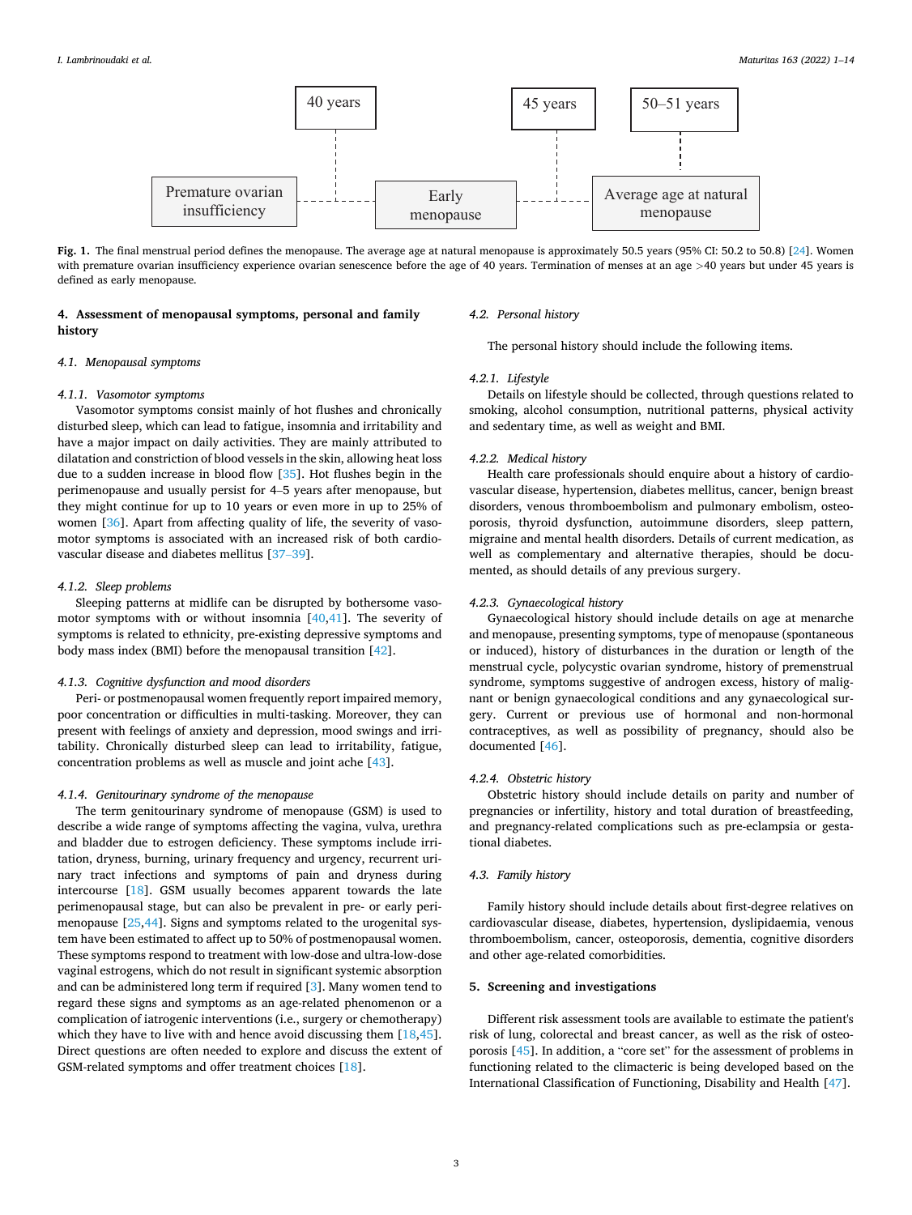40 years

45 years

50–51 years

Premature ovarian insufficiency

Early menopause

Average age at natural menopause

**Fig. 1.** The final menstrual period defines the menopause. The average age at natural menopause is approximately 50.5 years (95% CI: 50.2 to 50.8) [24]. Women with premature ovarian insufficiency experience ovarian senescence before the age of 40 years. Termination of menses at an age >40 years but under 45 years is defined as early menopause.

## 4. Assessment of menopausal symptoms, personal and family history

### 4.1. Menopausal symptoms

#### 4.1.1. Vasomotor symptoms

Vasomotor symptoms consist mainly of hot flushes and chronically disturbed sleep, which can lead to fatigue, insomnia and irritability and have a major impact on daily activities. They are mainly attributed to dilatation and constriction of blood vessels in the skin, allowing heat loss due to a sudden increase in blood flow [35]. Hot flushes begin in the perimenopause and usually persist for 4–5 years after menopause, but they might continue for up to 10 years or even more in up to 25% of women [36]. Apart from affecting quality of life, the severity of vasomotor symptoms is associated with an increased risk of both cardiovascular disease and diabetes mellitus [37–39].

#### 4.1.2. Sleep problems

Sleeping patterns at midlife can be disrupted by bothersome vasomotor symptoms with or without insomnia [40,41]. The severity of symptoms is related to ethnicity, pre-existing depressive symptoms and body mass index (BMI) before the menopausal transition [42].

#### 4.1.3. Cognitive dysfunction and mood disorders

Peri- or postmenopausal women frequently report impaired memory, poor concentration or difficulties in multi-tasking. Moreover, they can present with feelings of anxiety and depression, mood swings and irritability. Chronically disturbed sleep can lead to irritability, fatigue, concentration problems as well as muscle and joint ache [43].

#### 4.1.4. Genitourinary syndrome of the menopause

The term genitourinary syndrome of menopause (GSM) is used to describe a wide range of symptoms affecting the vagina, vulva, urethra and bladder due to estrogen deficiency. These symptoms include irritation, dryness, burning, urinary frequency and urgency, recurrent urinary tract infections and symptoms of pain and dryness during intercourse [18]. GSM usually becomes apparent towards the late perimenopausal stage, but can also be prevalent in pre- or early perimenopause [25,44]. Signs and symptoms related to the urogenital system have been estimated to affect up to 50% of postmenopausal women. These symptoms respond to treatment with low-dose and ultra-low-dose vaginal estrogens, which do not result in significant systemic absorption and can be administered long term if required [3]. Many women tend to regard these signs and symptoms as an age-related phenomenon or a complication of iatrogenic interventions (i.e., surgery or chemotherapy) which they have to live with and hence avoid discussing them [18,45]. Direct questions are often needed to explore and discuss the extent of GSM-related symptoms and offer treatment choices [18].

### 4.2. Personal history

The personal history should include the following items.

#### 4.2.1. Lifestyle

Details on lifestyle should be collected, through questions related to smoking, alcohol consumption, nutritional patterns, physical activity and sedentary time, as well as weight and BMI.

#### 4.2.2. Medical history

Health care professionals should enquire about a history of cardiovascular disease, hypertension, diabetes mellitus, cancer, benign breast disorders, venous thromboembolism and pulmonary embolism, osteoporosis, thyroid dysfunction, autoimmune disorders, sleep pattern, migraine and mental health disorders. Details of current medication, as well as complementary and alternative therapies, should be documented, as should details of any previous surgery.

#### 4.2.3. Gynaecological history

Gynaecological history should include details on age at menarche and menopause, presenting symptoms, type of menopause (spontaneous or induced), history of disturbances in the duration or length of the menstrual cycle, polycystic ovarian syndrome, history of premenstrual syndrome, symptoms suggestive of androgen excess, history of malignant or benign gynaecological conditions and any gynaecological surgery. Current or previous use of hormonal and non-hormonal contraceptives, as well as possibility of pregnancy, should also be documented [46].

#### 4.2.4. Obstetric history

Obstetric history should include details on parity and number of pregnancies or infertility, history and total duration of breastfeeding, and pregnancy-related complications such as pre-eclampsia or gestational diabetes.

### 4.3. Family history

Family history should include details about first-degree relatives on cardiovascular disease, diabetes, hypertension, dyslipidaemia, venous thromboembolism, cancer, osteoporosis, dementia, cognitive disorders and other age-related comorbidities.

## 5. Screening and investigations

Different risk assessment tools are available to estimate the patient's risk of lung, colorectal and breast cancer, as well as the risk of osteoporosis [45]. In addition, a "core set" for the assessment of problems in functioning related to the climacteric is being developed based on the International Classification of Functioning, Disability and Health [47].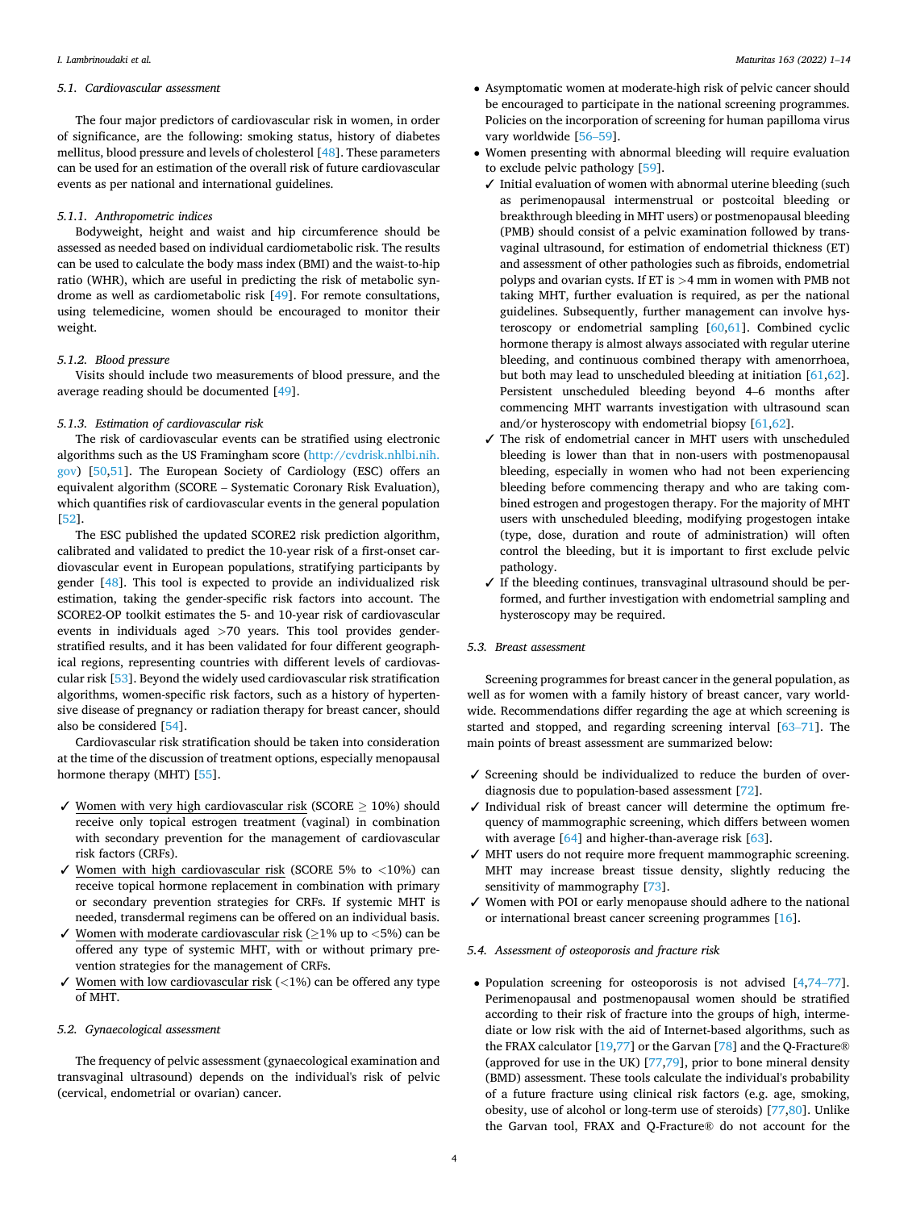### 5.1. Cardiovascular assessment

The four major predictors of cardiovascular risk in women, in order of significance, are the following: smoking status, history of diabetes mellitus, blood pressure and levels of cholesterol [48]. These parameters can be used for an estimation of the overall risk of future cardiovascular events as per national and international guidelines.

#### 5.1.1. Anthropometric indices

Bodyweight, height and waist and hip circumference should be assessed as needed based on individual cardiometabolic risk. The results can be used to calculate the body mass index (BMI) and the waist-to-hip ratio (WHR), which are useful in predicting the risk of metabolic syndrome as well as cardiometabolic risk [49]. For remote consultations, using telemedicine, women should be encouraged to monitor their weight.

#### 5.1.2. Blood pressure

Visits should include two measurements of blood pressure, and the average reading should be documented [49].

#### 5.1.3. Estimation of cardiovascular risk

The risk of cardiovascular events can be stratified using electronic algorithms such as the US Framingham score (http://cvdrisk.nhlbi.nih.gov) [50,51]. The European Society of Cardiology (ESC) offers an equivalent algorithm (SCORE – Systematic Coronary Risk Evaluation), which quantifies risk of cardiovascular events in the general population [52].

The ESC published the updated SCORE2 risk prediction algorithm, calibrated and validated to predict the 10-year risk of a first-onset cardiovascular event in European populations, stratifying participants by gender [48]. This tool is expected to provide an individualized risk estimation, taking the gender-specific risk factors into account. The SCORE2-OP toolkit estimates the 5- and 10-year risk of cardiovascular events in individuals aged >70 years. This tool provides gender-stratified results, and it has been validated for four different geographical regions, representing countries with different levels of cardiovascular risk [53]. Beyond the widely used cardiovascular risk stratification algorithms, women-specific risk factors, such as a history of hypertensive disease of pregnancy or radiation therapy for breast cancer, should also be considered [54].

Cardiovascular risk stratification should be taken into consideration at the time of the discussion of treatment options, especially menopausal hormone therapy (MHT) [55].

- ✓ Women with very high cardiovascular risk (SCORE ≥ 10%) should receive only topical estrogen treatment (vaginal) in combination with secondary prevention for the management of cardiovascular risk factors (CRFs).
- ✓ Women with high cardiovascular risk (SCORE 5% to <10%) can receive topical hormone replacement in combination with primary or secondary prevention strategies for CRFs. If systemic MHT is needed, transdermal regimens can be offered on an individual basis.
- ✓ Women with moderate cardiovascular risk (≥1% up to <5%) can be offered any type of systemic MHT, with or without primary prevention strategies for the management of CRFs.
- ✓ Women with low cardiovascular risk (<1%) can be offered any type of MHT.

### 5.2. Gynaecological assessment

The frequency of pelvic assessment (gynaecological examination and transvaginal ultrasound) depends on the individual's risk of pelvic (cervical, endometrial or ovarian) cancer.

- Asymptomatic women at moderate-high risk of pelvic cancer should be encouraged to participate in the national screening programmes. Policies on the incorporation of screening for human papilloma virus vary worldwide [56–59].
- Women presenting with abnormal bleeding will require evaluation to exclude pelvic pathology [59].
  - ✓ Initial evaluation of women with abnormal uterine bleeding (such as perimenopausal intermenstrual or postcoital bleeding or breakthrough bleeding in MHT users) or postmenopausal bleeding (PMB) should consist of a pelvic examination followed by transvaginal ultrasound, for estimation of endometrial thickness (ET) and assessment of other pathologies such as fibroids, endometrial polyps and ovarian cysts. If ET is >4 mm in women with PMB not taking MHT, further evaluation is required, as per the national guidelines. Subsequently, further management can involve hysteroscopy or endometrial sampling [60,61]. Combined cyclic hormone therapy is almost always associated with regular uterine bleeding, and continuous combined therapy with amenorrhoea, but both may lead to unscheduled bleeding at initiation [61,62]. Persistent unscheduled bleeding beyond 4–6 months after commencing MHT warrants investigation with ultrasound scan and/or hysteroscopy with endometrial biopsy [61,62].
  - ✓ The risk of endometrial cancer in MHT users with unscheduled bleeding is lower than that in non-users with postmenopausal bleeding, especially in women who had not been experiencing bleeding before commencing therapy and who are taking combined estrogen and progestogen therapy. For the majority of MHT users with unscheduled bleeding, modifying progestogen intake (type, dose, duration and route of administration) will often control the bleeding, but it is important to first exclude pelvic pathology.
  - ✓ If the bleeding continues, transvaginal ultrasound should be performed, and further investigation with endometrial sampling and hysteroscopy may be required.

### 5.3. Breast assessment

Screening programmes for breast cancer in the general population, as well as for women with a family history of breast cancer, vary worldwide. Recommendations differ regarding the age at which screening is started and stopped, and regarding screening interval [63–71]. The main points of breast assessment are summarized below:

- ✓ Screening should be individualized to reduce the burden of overdiagnosis due to population-based assessment [72].
- ✓ Individual risk of breast cancer will determine the optimum frequency of mammographic screening, which differs between women with average [64] and higher-than-average risk [63].
- ✓ MHT users do not require more frequent mammographic screening. MHT may increase breast tissue density, slightly reducing the sensitivity of mammography [73].
- ✓ Women with POI or early menopause should adhere to the national or international breast cancer screening programmes [16].

### 5.4. Assessment of osteoporosis and fracture risk

- Population screening for osteoporosis is not advised [4,74–77]. Perimenopausal and postmenopausal women should be stratified according to their risk of fracture into the groups of high, intermediate or low risk with the aid of Internet-based algorithms, such as the FRAX calculator [19,77] or the Garvan [78] and the Q-Fracture® (approved for use in the UK) [77,79], prior to bone mineral density (BMD) assessment. These tools calculate the individual's probability of a future fracture using clinical risk factors (e.g. age, smoking, obesity, use of alcohol or long-term use of steroids) [77,80]. Unlike the Garvan tool, FRAX and Q-Fracture® do not account for the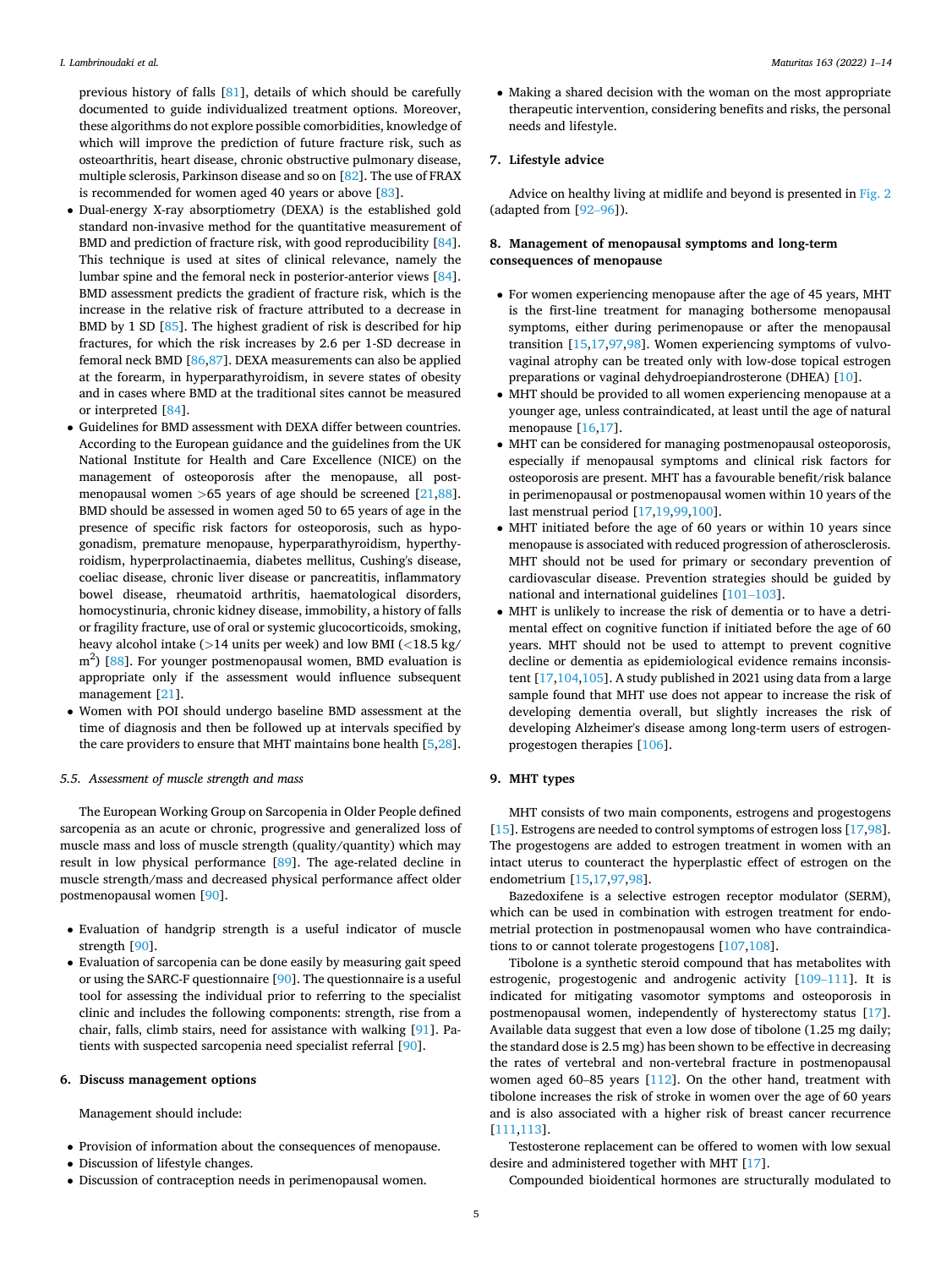- previous history of falls [81], details of which should be carefully documented to guide individualized treatment options. Moreover, these algorithms do not explore possible comorbidities, knowledge of which will improve the prediction of future fracture risk, such as osteoarthritis, heart disease, chronic obstructive pulmonary disease, multiple sclerosis, Parkinson disease and so on [82]. The use of FRAX is recommended for women aged 40 years or above [83].
- Dual-energy X-ray absorptiometry (DEXA) is the established gold standard non-invasive method for the quantitative measurement of BMD and prediction of fracture risk, with good reproducibility [84]. This technique is used at sites of clinical relevance, namely the lumbar spine and the femoral neck in posterior-anterior views [84]. BMD assessment predicts the gradient of fracture risk, which is the increase in the relative risk of fracture attributed to a decrease in BMD by 1 SD [85]. The highest gradient of risk is described for hip fractures, for which the risk increases by 2.6 per 1-SD decrease in femoral neck BMD [86,87]. DEXA measurements can also be applied at the forearm, in hyperparathyroidism, in severe states of obesity and in cases where BMD at the traditional sites cannot be measured or interpreted [84].
- Guidelines for BMD assessment with DEXA differ between countries. According to the European guidance and the guidelines from the UK National Institute for Health and Care Excellence (NICE) on the management of osteoporosis after the menopause, all postmenopausal women >65 years of age should be screened [21,88]. BMD should be assessed in women aged 50 to 65 years of age in the presence of specific risk factors for osteoporosis, such as hypogonadism, premature menopause, hyperparathyroidism, hyperthyroidism, hyperprolactinaemia, diabetes mellitus, Cushing's disease, coeliac disease, chronic liver disease or pancreatitis, inflammatory bowel disease, rheumatoid arthritis, haematological disorders, homocystinuria, chronic kidney disease, immobility, a history of falls or fragility fracture, use of oral or systemic glucocorticoids, smoking, heavy alcohol intake (>14 units per week) and low BMI (<18.5 kg/m$^2$) [88]. For younger postmenopausal women, BMD evaluation is appropriate only if the assessment would influence subsequent management [21].
- Women with POI should undergo baseline BMD assessment at the time of diagnosis and then be followed up at intervals specified by the care providers to ensure that MHT maintains bone health [5,28].

### 5.5. Assessment of muscle strength and mass

The European Working Group on Sarcopenia in Older People defined sarcopenia as an acute or chronic, progressive and generalized loss of muscle mass and loss of muscle strength (quality/quantity) which may result in low physical performance [89]. The age-related decline in muscle strength/mass and decreased physical performance affect older postmenopausal women [90].

- Evaluation of handgrip strength is a useful indicator of muscle strength [90].
- Evaluation of sarcopenia can be done easily by measuring gait speed or using the SARC-F questionnaire [90]. The questionnaire is a useful tool for assessing the individual prior to referring to the specialist clinic and includes the following components: strength, rise from a chair, falls, climb stairs, need for assistance with walking [91]. Patients with suspected sarcopenia need specialist referral [90].

## 6. Discuss management options

Management should include:

- Provision of information about the consequences of menopause.
- Discussion of lifestyle changes.
- Discussion of contraception needs in perimenopausal women.
- Making a shared decision with the woman on the most appropriate therapeutic intervention, considering benefits and risks, the personal needs and lifestyle.

## 7. Lifestyle advice

Advice on healthy living at midlife and beyond is presented in Fig. 2 (adapted from [92–96]).

## 8. Management of menopausal symptoms and long-term consequences of menopause

- For women experiencing menopause after the age of 45 years, MHT is the first-line treatment for managing bothersome menopausal symptoms, either during perimenopause or after the menopausal transition [15,17,97,98]. Women experiencing symptoms of vulvovaginal atrophy can be treated only with low-dose topical estrogen preparations or vaginal dehydroepiandrosterone (DHEA) [10].
- MHT should be provided to all women experiencing menopause at a younger age, unless contraindicated, at least until the age of natural menopause [16,17].
- MHT can be considered for managing postmenopausal osteoporosis, especially if menopausal symptoms and clinical risk factors for osteoporosis are present. MHT has a favourable benefit/risk balance in perimenopausal or postmenopausal women within 10 years of the last menstrual period [17,19,99,100].
- MHT initiated before the age of 60 years or within 10 years since menopause is associated with reduced progression of atherosclerosis. MHT should not be used for primary or secondary prevention of cardiovascular disease. Prevention strategies should be guided by national and international guidelines [101–103].
- MHT is unlikely to increase the risk of dementia or to have a detrimental effect on cognitive function if initiated before the age of 60 years. MHT should not be used to attempt to prevent cognitive decline or dementia as epidemiological evidence remains inconsistent [17,104,105]. A study published in 2021 using data from a large sample found that MHT use does not appear to increase the risk of developing dementia overall, but slightly increases the risk of developing Alzheimer's disease among long-term users of estrogen-progestogen therapies [106].

## 9. MHT types

MHT consists of two main components, estrogens and progestogens [15]. Estrogens are needed to control symptoms of estrogen loss [17,98]. The progestogens are added to estrogen treatment in women with an intact uterus to counteract the hyperplastic effect of estrogen on the endometrium [15,17,97,98].

Bazedoxifene is a selective estrogen receptor modulator (SERM), which can be used in combination with estrogen treatment for endometrial protection in postmenopausal women who have contraindications to or cannot tolerate progestogens [107,108].

Tibolone is a synthetic steroid compound that has metabolites with estrogenic, progestogenic and androgenic activity [109–111]. It is indicated for mitigating vasomotor symptoms and osteoporosis in postmenopausal women, independently of hysterectomy status [17]. Available data suggest that even a low dose of tibolone (1.25 mg daily; the standard dose is 2.5 mg) has been shown to be effective in decreasing the rates of vertebral and non-vertebral fracture in postmenopausal women aged 60–85 years [112]. On the other hand, treatment with tibolone increases the risk of stroke in women over the age of 60 years and is also associated with a higher risk of breast cancer recurrence [111,113].

Testosterone replacement can be offered to women with low sexual desire and administered together with MHT [17].

Compounded bioidentical hormones are structurally modulated to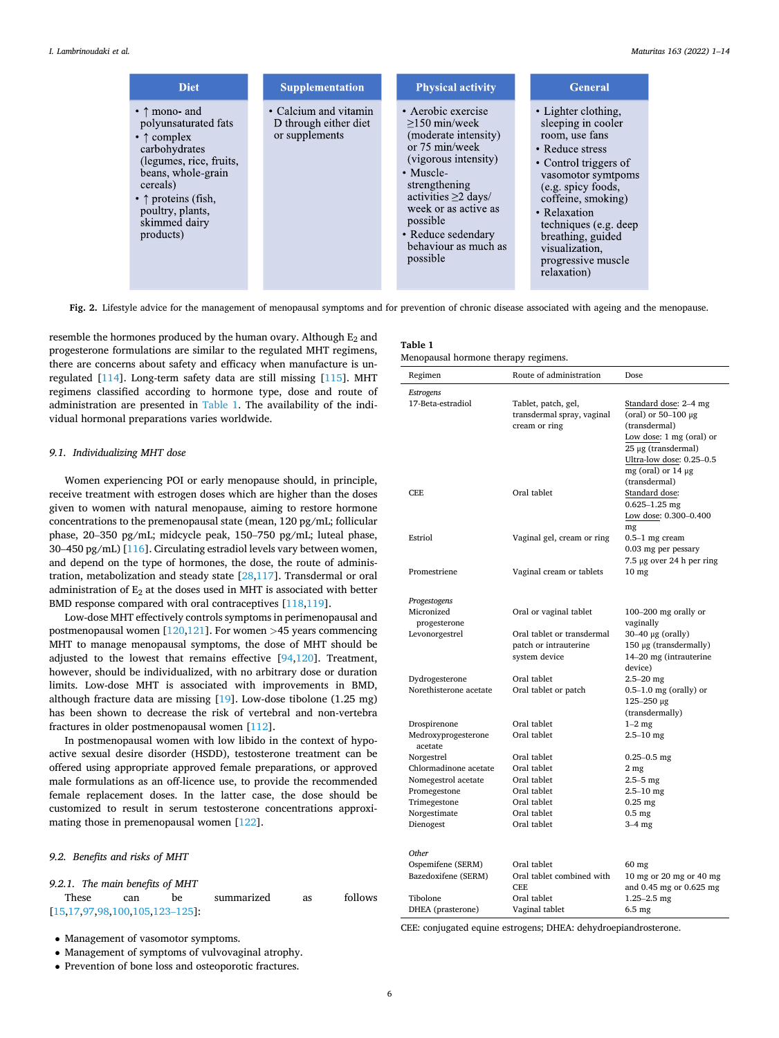| Diet | Supplementation | Physical activity | General |
|---|---|---|---|
| • ↑ mono- and polyunsaturated fats<br>• ↑ complex carbohydrates (legumes, rice, fruits, beans, whole-grain cereals)<br>• ↑ proteins (fish, poultry, plants, skimmed dairy products) | • Calcium and vitamin D through either diet or supplements | • Aerobic exercise ≥150 min/week (moderate intensity) or 75 min/week (vigorous intensity)<br>• Muscle-strengthening activities ≥2 days/ week or as active as possible<br>• Reduce sedendary behaviour as much as possible | • Lighter clothing, sleeping in cooler room, use fans<br>• Reduce stress<br>• Control triggers of vasomotor symtpoms (e.g. spicy foods, coffeine, smoking)<br>• Relaxation techniques (e.g. deep breathing, guided visualization, progressive muscle relaxation) |

**Fig. 2.** Lifestyle advice for the management of menopausal symptoms and for prevention of chronic disease associated with ageing and the menopause.

resemble the hormones produced by the human ovary. Although $E_2$ and progesterone formulations are similar to the regulated MHT regimens, there are concerns about safety and efficacy when manufacture is unregulated [114]. Long-term safety data are still missing [115]. MHT regimens classified according to hormone type, dose and route of administration are presented in Table 1. The availability of the individual hormonal preparations varies worldwide.

### 9.1. Individualizing MHT dose

Women experiencing POI or early menopause should, in principle, receive treatment with estrogen doses which are higher than the doses given to women with natural menopause, aiming to restore hormone concentrations to the premenopausal state (mean, 120 pg/mL; follicular phase, 20–350 pg/mL; midcycle peak, 150–750 pg/mL; luteal phase, 30–450 pg/mL) [116]. Circulating estradiol levels vary between women, and depend on the type of hormones, the dose, the route of administration, metabolization and steady state [28,117]. Transdermal or oral administration of $E_2$ at the doses used in MHT is associated with better BMD response compared with oral contraceptives [118,119].

Low-dose MHT effectively controls symptoms in perimenopausal and postmenopausal women [120,121]. For women >45 years commencing MHT to manage menopausal symptoms, the dose of MHT should be adjusted to the lowest that remains effective [94,120]. Treatment, however, should be individualized, with no arbitrary dose or duration limits. Low-dose MHT is associated with improvements in BMD, although fracture data are missing [19]. Low-dose tibolone (1.25 mg) has been shown to decrease the risk of vertebral and non-vertebra fractures in older postmenopausal women [112].

In postmenopausal women with low libido in the context of hypoactive sexual desire disorder (HSDD), testosterone treatment can be offered using appropriate approved female preparations, or approved male formulations as an off-licence use, to provide the recommended female replacement doses. In the latter case, the dose should be customized to result in serum testosterone concentrations approximating those in premenopausal women [122].

### 9.2. Benefits and risks of MHT

#### 9.2.1. The main benefits of MHT

These can be summarized as follows [15,17,97,98,100,105,123–125]:

- Management of vasomotor symptoms.
- Management of symptoms of vulvovaginal atrophy.
- Prevention of bone loss and osteoporotic fractures.

**Table 1**
Menopausal hormone therapy regimens.

| Regimen | Route of administration | Dose |
|---|---|---|
| *Estrogens* | | |
| 17-Beta-estradiol | Tablet, patch, gel, transdermal spray, vaginal cream or ring | Standard dose: 2–4 mg (oral) or 50–100 μg (transdermal)<br>Low dose: 1 mg (oral) or 25 μg (transdermal)<br>Ultra-low dose: 0.25–0.5 mg (oral) or 14 μg (transdermal) |
| CEE | Oral tablet | Standard dose: 0.625–1.25 mg<br>Low dose: 0.300–0.400 mg |
| Estriol | Vaginal gel, cream or ring | 0.5–1 mg cream<br>0.03 mg per pessary<br>7.5 μg over 24 h per ring |
| Promestriene | Vaginal cream or tablets | 10 mg |
| *Progestogens* | | |
| Micronized progesterone | Oral or vaginal tablet | 100–200 mg orally or vaginally |
| Levonorgestrel | Oral tablet or transdermal patch or intrauterine system device | 30–40 μg (orally)<br>150 μg (transdermally)<br>14–20 mg (intrauterine device) |
| Dydrogesterone | Oral tablet | 2.5–20 mg |
| Norethisterone acetate | Oral tablet or patch | 0.5–1.0 mg (orally) or 125–250 μg (transdermally) |
| Drospirenone | Oral tablet | 1–2 mg |
| Medroxyprogesterone acetate | Oral tablet | 2.5–10 mg |
| Norgestrel | Oral tablet | 0.25–0.5 mg |
| Chlormadinone acetate | Oral tablet | 2 mg |
| Nomegestrol acetate | Oral tablet | 2.5–5 mg |
| Promegestone | Oral tablet | 2.5–10 mg |
| Trimegestone | Oral tablet | 0.25 mg |
| Norgestimate | Oral tablet | 0.5 mg |
| Dienogest | Oral tablet | 3–4 mg |
| *Other* | | |
| Ospemifene (SERM) | Oral tablet | 60 mg |
| Bazedoxifene (SERM) | Oral tablet combined with CEE | 10 mg or 20 mg or 40 mg and 0.45 mg or 0.625 mg |
| Tibolone | Oral tablet | 1.25–2.5 mg |
| DHEA (prasterone) | Vaginal tablet | 6.5 mg |

CEE: conjugated equine estrogens; DHEA: dehydroepiandrosterone.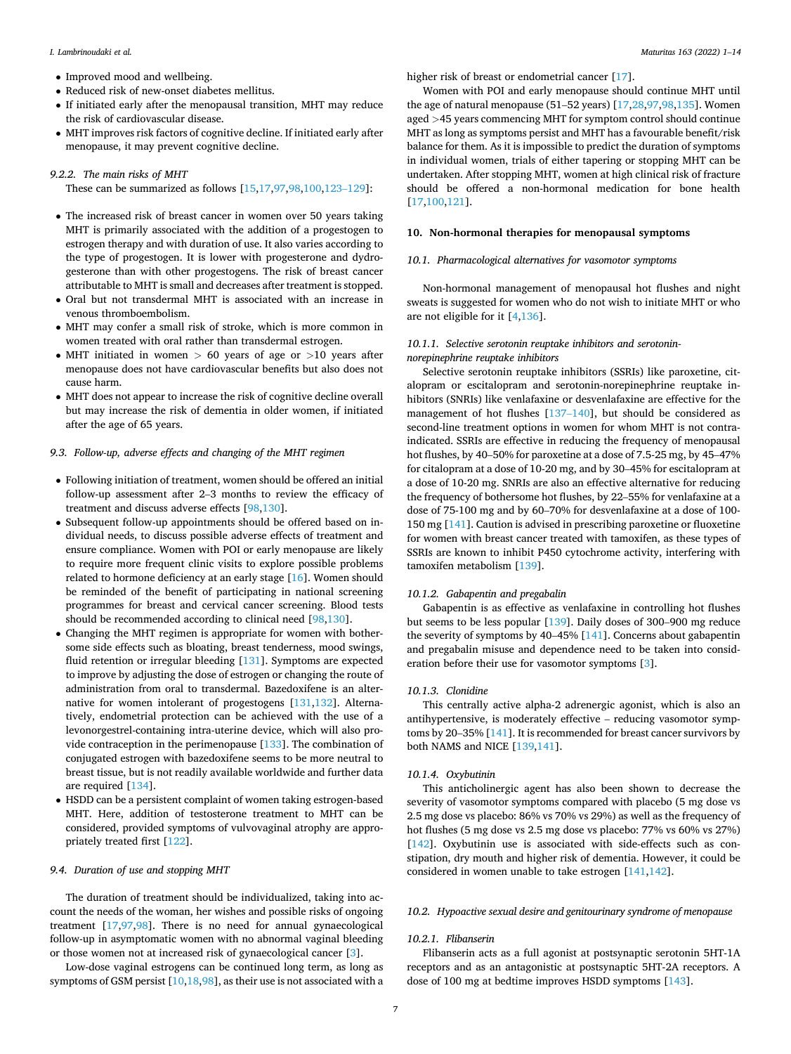- Improved mood and wellbeing.
- Reduced risk of new-onset diabetes mellitus.
- If initiated early after the menopausal transition, MHT may reduce the risk of cardiovascular disease.
- MHT improves risk factors of cognitive decline. If initiated early after menopause, it may prevent cognitive decline.

#### 9.2.2. The main risks of MHT

These can be summarized as follows [15,17,97,98,100,123–129]:

- The increased risk of breast cancer in women over 50 years taking MHT is primarily associated with the addition of a progestogen to estrogen therapy and with duration of use. It also varies according to the type of progestogen. It is lower with progesterone and dydrogesterone than with other progestogens. The risk of breast cancer attributable to MHT is small and decreases after treatment is stopped.
- Oral but not transdermal MHT is associated with an increase in venous thromboembolism.
- MHT may confer a small risk of stroke, which is more common in women treated with oral rather than transdermal estrogen.
- MHT initiated in women > 60 years of age or >10 years after menopause does not have cardiovascular benefits but also does not cause harm.
- MHT does not appear to increase the risk of cognitive decline overall but may increase the risk of dementia in older women, if initiated after the age of 65 years.

### 9.3. Follow-up, adverse effects and changing of the MHT regimen

- Following initiation of treatment, women should be offered an initial follow-up assessment after 2–3 months to review the efficacy of treatment and discuss adverse effects [98,130].
- Subsequent follow-up appointments should be offered based on individual needs, to discuss possible adverse effects of treatment and ensure compliance. Women with POI or early menopause are likely to require more frequent clinic visits to explore possible problems related to hormone deficiency at an early stage [16]. Women should be reminded of the benefit of participating in national screening programmes for breast and cervical cancer screening. Blood tests should be recommended according to clinical need [98,130].
- Changing the MHT regimen is appropriate for women with bothersome side effects such as bloating, breast tenderness, mood swings, fluid retention or irregular bleeding [131]. Symptoms are expected to improve by adjusting the dose of estrogen or changing the route of administration from oral to transdermal. Bazedoxifene is an alternative for women intolerant of progestogens [131,132]. Alternatively, endometrial protection can be achieved with the use of a levonorgestrel-containing intra-uterine device, which will also provide contraception in the perimenopause [133]. The combination of conjugated estrogen with bazedoxifene seems to be more neutral to breast tissue, but is not readily available worldwide and further data are required [134].
- HSDD can be a persistent complaint of women taking estrogen-based MHT. Here, addition of testosterone treatment to MHT can be considered, provided symptoms of vulvovaginal atrophy are appropriately treated first [122].

### 9.4. Duration of use and stopping MHT

The duration of treatment should be individualized, taking into account the needs of the woman, her wishes and possible risks of ongoing treatment [17,97,98]. There is no need for annual gynaecological follow-up in asymptomatic women with no abnormal vaginal bleeding or those women not at increased risk of gynaecological cancer [3].

Low-dose vaginal estrogens can be continued long term, as long as symptoms of GSM persist [10,18,98], as their use is not associated with a higher risk of breast or endometrial cancer [17].

Women with POI and early menopause should continue MHT until the age of natural menopause (51–52 years) [17,28,97,98,135]. Women aged >45 years commencing MHT for symptom control should continue MHT as long as symptoms persist and MHT has a favourable benefit/risk balance for them. As it is impossible to predict the duration of symptoms in individual women, trials of either tapering or stopping MHT can be undertaken. After stopping MHT, women at high clinical risk of fracture should be offered a non-hormonal medication for bone health [17,100,121].

## 10. Non-hormonal therapies for menopausal symptoms

### 10.1. Pharmacological alternatives for vasomotor symptoms

Non-hormonal management of menopausal hot flushes and night sweats is suggested for women who do not wish to initiate MHT or who are not eligible for it [4,136].

#### 10.1.1. Selective serotonin reuptake inhibitors and serotonin-norepinephrine reuptake inhibitors

Selective serotonin reuptake inhibitors (SSRIs) like paroxetine, citalopram or escitalopram and serotonin-norepinephrine reuptake inhibitors (SNRIs) like venlafaxine or desvenlafaxine are effective for the management of hot flushes [137–140], but should be considered as second-line treatment options in women for whom MHT is not contraindicated. SSRIs are effective in reducing the frequency of menopausal hot flushes, by 40–50% for paroxetine at a dose of 7.5-25 mg, by 45–47% for citalopram at a dose of 10-20 mg, and by 30–45% for escitalopram at a dose of 10-20 mg. SNRIs are also an effective alternative for reducing the frequency of bothersome hot flushes, by 22–55% for venlafaxine at a dose of 75-100 mg and by 60–70% for desvenlafaxine at a dose of 100-150 mg [141]. Caution is advised in prescribing paroxetine or fluoxetine for women with breast cancer treated with tamoxifen, as these types of SSRIs are known to inhibit P450 cytochrome activity, interfering with tamoxifen metabolism [139].

#### 10.1.2. Gabapentin and pregabalin

Gabapentin is as effective as venlafaxine in controlling hot flushes but seems to be less popular [139]. Daily doses of 300–900 mg reduce the severity of symptoms by 40–45% [141]. Concerns about gabapentin and pregabalin misuse and dependence need to be taken into consideration before their use for vasomotor symptoms [3].

#### 10.1.3. Clonidine

This centrally active alpha-2 adrenergic agonist, which is also an antihypertensive, is moderately effective – reducing vasomotor symptoms by 20–35% [141]. It is recommended for breast cancer survivors by both NAMS and NICE [139,141].

#### 10.1.4. Oxybutinin

This anticholinergic agent has also been shown to decrease the severity of vasomotor symptoms compared with placebo (5 mg dose vs 2.5 mg dose vs placebo: 86% vs 70% vs 29%) as well as the frequency of hot flushes (5 mg dose vs 2.5 mg dose vs placebo: 77% vs 60% vs 27%) [142]. Oxybutinin use is associated with side-effects such as constipation, dry mouth and higher risk of dementia. However, it could be considered in women unable to take estrogen [141,142].

### 10.2. Hypoactive sexual desire and genitourinary syndrome of menopause

#### 10.2.1. Flibanserin

Flibanserin acts as a full agonist at postsynaptic serotonin 5HT-1A receptors and as an antagonistic at postsynaptic 5HT-2A receptors. A dose of 100 mg at bedtime improves HSDD symptoms [143].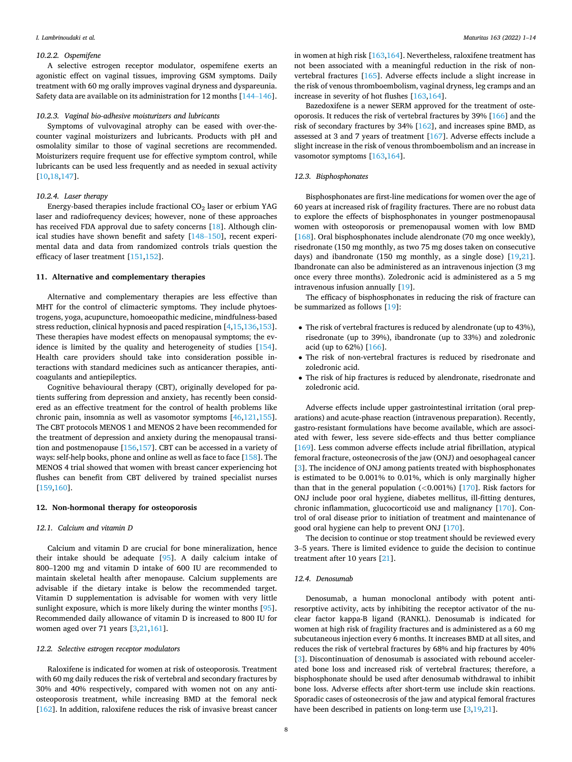#### 10.2.2. Ospemifene

A selective estrogen receptor modulator, ospemifene exerts an agonistic effect on vaginal tissues, improving GSM symptoms. Daily treatment with 60 mg orally improves vaginal dryness and dyspareunia. Safety data are available on its administration for 12 months [144–146].

#### 10.2.3. Vaginal bio-adhesive moisturizers and lubricants

Symptoms of vulvovaginal atrophy can be eased with over-the-counter vaginal moisturizers and lubricants. Products with pH and osmolality similar to those of vaginal secretions are recommended. Moisturizers require frequent use for effective symptom control, while lubricants can be used less frequently and as needed in sexual activity [10,18,147].

#### 10.2.4. Laser therapy

Energy-based therapies include fractional $CO_2$ laser or erbium YAG laser and radiofrequency devices; however, none of these approaches has received FDA approval due to safety concerns [18]. Although clinical studies have shown benefit and safety [148–150], recent experimental data and data from randomized controls trials question the efficacy of laser treatment [151,152].

## 11. Alternative and complementary therapies

Alternative and complementary therapies are less effective than MHT for the control of climacteric symptoms. They include phytoestrogens, yoga, acupuncture, homoeopathic medicine, mindfulness-based stress reduction, clinical hypnosis and paced respiration [4,15,136,153]. These therapies have modest effects on menopausal symptoms; the evidence is limited by the quality and heterogeneity of studies [154]. Health care providers should take into consideration possible interactions with standard medicines such as anticancer therapies, anticoagulants and antiepileptics.

Cognitive behavioural therapy (CBT), originally developed for patients suffering from depression and anxiety, has recently been considered as an effective treatment for the control of health problems like chronic pain, insomnia as well as vasomotor symptoms [46,121,155]. The CBT protocols MENOS 1 and MENOS 2 have been recommended for the treatment of depression and anxiety during the menopausal transition and postmenopause [156,157]. CBT can be accessed in a variety of ways: self-help books, phone and online as well as face to face [158]. The MENOS 4 trial showed that women with breast cancer experiencing hot flushes can benefit from CBT delivered by trained specialist nurses [159,160].

## 12. Non-hormonal therapy for osteoporosis

### 12.1. Calcium and vitamin D

Calcium and vitamin D are crucial for bone mineralization, hence their intake should be adequate [95]. A daily calcium intake of 800–1200 mg and vitamin D intake of 600 IU are recommended to maintain skeletal health after menopause. Calcium supplements are advisable if the dietary intake is below the recommended target. Vitamin D supplementation is advisable for women with very little sunlight exposure, which is more likely during the winter months [95]. Recommended daily allowance of vitamin D is increased to 800 IU for women aged over 71 years [3,21,161].

### 12.2. Selective estrogen receptor modulators

Raloxifene is indicated for women at risk of osteoporosis. Treatment with 60 mg daily reduces the risk of vertebral and secondary fractures by 30% and 40% respectively, compared with women not on any anti-osteoporosis treatment, while increasing BMD at the femoral neck [162]. In addition, raloxifene reduces the risk of invasive breast cancer in women at high risk [163,164]. Nevertheless, raloxifene treatment has not been associated with a meaningful reduction in the risk of non-vertebral fractures [165]. Adverse effects include a slight increase in the risk of venous thromboembolism, vaginal dryness, leg cramps and an increase in severity of hot flushes [163,164].

Bazedoxifene is a newer SERM approved for the treatment of osteoporosis. It reduces the risk of vertebral fractures by 39% [166] and the risk of secondary fractures by 34% [162], and increases spine BMD, as assessed at 3 and 7 years of treatment [167]. Adverse effects include a slight increase in the risk of venous thromboembolism and an increase in vasomotor symptoms [163,164].

### 12.3. Bisphosphonates

Bisphosphonates are first-line medications for women over the age of 60 years at increased risk of fragility fractures. There are no robust data to explore the effects of bisphosphonates in younger postmenopausal women with osteoporosis or premenopausal women with low BMD [168]. Oral bisphosphonates include alendronate (70 mg once weekly), risedronate (150 mg monthly, as two 75 mg doses taken on consecutive days) and ibandronate (150 mg monthly, as a single dose) [19,21]. Ibandronate can also be administered as an intravenous injection (3 mg once every three months). Zoledronic acid is administered as a 5 mg intravenous infusion annually [19].

The efficacy of bisphosphonates in reducing the risk of fracture can be summarized as follows [19]:

- The risk of vertebral fractures is reduced by alendronate (up to 43%), risedronate (up to 39%), ibandronate (up to 33%) and zoledronic acid (up to 62%) [166].
- The risk of non-vertebral fractures is reduced by risedronate and zoledronic acid.
- The risk of hip fractures is reduced by alendronate, risedronate and zoledronic acid.

Adverse effects include upper gastrointestinal irritation (oral preparations) and acute-phase reaction (intravenous preparation). Recently, gastro-resistant formulations have become available, which are associated with fewer, less severe side-effects and thus better compliance [169]. Less common adverse effects include atrial fibrillation, atypical femoral fracture, osteonecrosis of the jaw (ONJ) and oesophageal cancer [3]. The incidence of ONJ among patients treated with bisphosphonates is estimated to be 0.001% to 0.01%, which is only marginally higher than that in the general population (<0.001%) [170]. Risk factors for ONJ include poor oral hygiene, diabetes mellitus, ill-fitting dentures, chronic inflammation, glucocorticoid use and malignancy [170]. Control of oral disease prior to initiation of treatment and maintenance of good oral hygiene can help to prevent ONJ [170].

The decision to continue or stop treatment should be reviewed every 3–5 years. There is limited evidence to guide the decision to continue treatment after 10 years [21].

### 12.4. Denosumab

Denosumab, a human monoclonal antibody with potent anti-resorptive activity, acts by inhibiting the receptor activator of the nuclear factor kappa-B ligand (RANKL). Denosumab is indicated for women at high risk of fragility fractures and is administered as a 60 mg subcutaneous injection every 6 months. It increases BMD at all sites, and reduces the risk of vertebral fractures by 68% and hip fractures by 40% [3]. Discontinuation of denosumab is associated with rebound accelerated bone loss and increased risk of vertebral fractures; therefore, a bisphosphonate should be used after denosumab withdrawal to inhibit bone loss. Adverse effects after short-term use include skin reactions. Sporadic cases of osteonecrosis of the jaw and atypical femoral fractures have been described in patients on long-term use [3,19,21].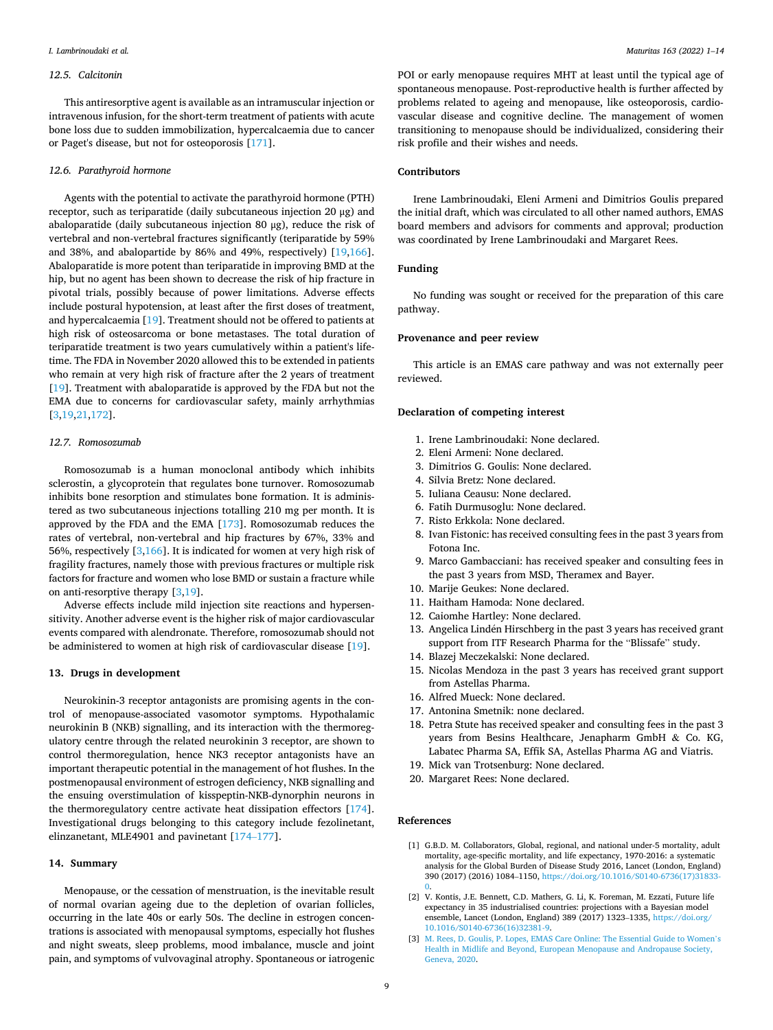### 12.5. Calcitonin

This antiresorptive agent is available as an intramuscular injection or intravenous infusion, for the short-term treatment of patients with acute bone loss due to sudden immobilization, hypercalcaemia due to cancer or Paget's disease, but not for osteoporosis [171].

### 12.6. Parathyroid hormone

Agents with the potential to activate the parathyroid hormone (PTH) receptor, such as teriparatide (daily subcutaneous injection 20 μg) and abaloparatide (daily subcutaneous injection 80 μg), reduce the risk of vertebral and non-vertebral fractures significantly (teriparatide by 59% and 38%, and abalopartide by 86% and 49%, respectively) [19,166]. Abaloparatide is more potent than teriparatide in improving BMD at the hip, but no agent has been shown to decrease the risk of hip fracture in pivotal trials, possibly because of power limitations. Adverse effects include postural hypotension, at least after the first doses of treatment, and hypercalcaemia [19]. Treatment should not be offered to patients at high risk of osteosarcoma or bone metastases. The total duration of teriparatide treatment is two years cumulatively within a patient's lifetime. The FDA in November 2020 allowed this to be extended in patients who remain at very high risk of fracture after the 2 years of treatment [19]. Treatment with abaloparatide is approved by the FDA but not the EMA due to concerns for cardiovascular safety, mainly arrhythmias [3,19,21,172].

### 12.7. Romosozumab

Romosozumab is a human monoclonal antibody which inhibits sclerostin, a glycoprotein that regulates bone turnover. Romosozumab inhibits bone resorption and stimulates bone formation. It is administered as two subcutaneous injections totalling 210 mg per month. It is approved by the FDA and the EMA [173]. Romosozumab reduces the rates of vertebral, non-vertebral and hip fractures by 67%, 33% and 56%, respectively [3,166]. It is indicated for women at very high risk of fragility fractures, namely those with previous fractures or multiple risk factors for fracture and women who lose BMD or sustain a fracture while on anti-resorptive therapy [3,19].

Adverse effects include mild injection site reactions and hypersensitivity. Another adverse event is the higher risk of major cardiovascular events compared with alendronate. Therefore, romosozumab should not be administered to women at high risk of cardiovascular disease [19].

## 13. Drugs in development

Neurokinin-3 receptor antagonists are promising agents in the control of menopause-associated vasomotor symptoms. Hypothalamic neurokinin B (NKB) signalling, and its interaction with the thermoregulatory centre through the related neurokinin 3 receptor, are shown to control thermoregulation, hence NK3 receptor antagonists have an important therapeutic potential in the management of hot flushes. In the postmenopausal environment of estrogen deficiency, NKB signalling and the ensuing overstimulation of kisspeptin-NKB-dynorphin neurons in the thermoregulatory centre activate heat dissipation effectors [174]. Investigational drugs belonging to this category include fezolinetant, elinzanetant, MLE4901 and pavinetant [174–177].

## 14. Summary

Menopause, or the cessation of menstruation, is the inevitable result of normal ovarian ageing due to the depletion of ovarian follicles, occurring in the late 40s or early 50s. The decline in estrogen concentrations is associated with menopausal symptoms, especially hot flushes and night sweats, sleep problems, mood imbalance, muscle and joint pain, and symptoms of vulvovaginal atrophy. Spontaneous or iatrogenic POI or early menopause requires MHT at least until the typical age of spontaneous menopause. Post-reproductive health is further affected by problems related to ageing and menopause, like osteoporosis, cardiovascular disease and cognitive decline. The management of women transitioning to menopause should be individualized, considering their risk profile and their wishes and needs.

## Contributors

Irene Lambrinoudaki, Eleni Armeni and Dimitrios Goulis prepared the initial draft, which was circulated to all other named authors, EMAS board members and advisors for comments and approval; production was coordinated by Irene Lambrinoudaki and Margaret Rees.

## Funding

No funding was sought or received for the preparation of this care pathway.

## Provenance and peer review

This article is an EMAS care pathway and was not externally peer reviewed.

## Declaration of competing interest

1. Irene Lambrinoudaki: None declared.
2. Eleni Armeni: None declared.
3. Dimitrios G. Goulis: None declared.
4. Silvia Bretz: None declared.
5. Iuliana Ceausu: None declared.
6. Fatih Durmusoglu: None declared.
7. Risto Erkkola: None declared.
8. Ivan Fistonic: has received consulting fees in the past 3 years from Fotona Inc.
9. Marco Gambacciani: has received speaker and consulting fees in the past 3 years from MSD, Theramex and Bayer.
10. Marije Geukes: None declared.
11. Haitham Hamoda: None declared.
12. Caiomhe Hartley: None declared.
13. Angelica Lindén Hirschberg in the past 3 years has received grant support from ITF Research Pharma for the "Blissafe" study.
14. Blazej Meczekalski: None declared.
15. Nicolas Mendoza in the past 3 years has received grant support from Astellas Pharma.
16. Alfred Mueck: None declared.
17. Antonina Smetnik: none declared.
18. Petra Stute has received speaker and consulting fees in the past 3 years from Besins Healthcare, Jenapharm GmbH & Co. KG, Labatec Pharma SA, Effik SA, Astellas Pharma AG and Viatris.
19. Mick van Trotsenburg: None declared.
20. Margaret Rees: None declared.

## References

[1] G.B.D. M. Collaborators, Global, regional, and national under-5 mortality, adult mortality, age-specific mortality, and life expectancy, 1970-2016: a systematic analysis for the Global Burden of Disease Study 2016, Lancet (London, England) 390 (2017) (2016) 1084–1150, https://doi.org/10.1016/S0140-6736(17)31833-0.

[2] V. Kontis, J.E. Bennett, C.D. Mathers, G. Li, K. Foreman, M. Ezzati, Future life expectancy in 35 industrialised countries: projections with a Bayesian model ensemble, Lancet (London, England) 389 (2017) 1323–1335, https://doi.org/10.1016/S0140-6736(16)32381-9.

[3] M. Rees, D. Goulis, P. Lopes, EMAS Care Online: The Essential Guide to Women's Health in Midlife and Beyond, European Menopause and Andropause Society, Geneva, 2020.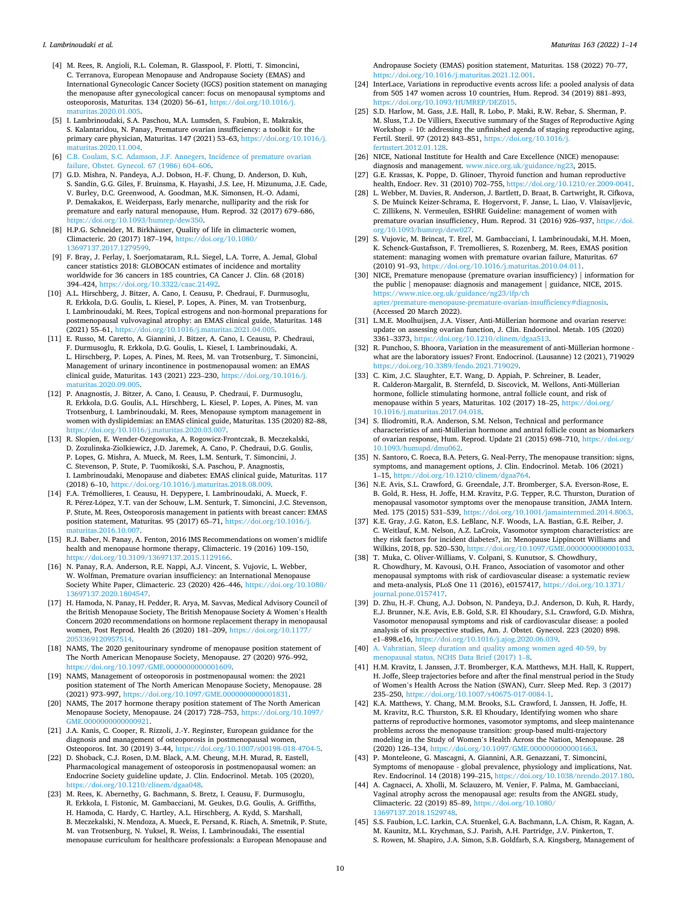[4] M. Rees, R. Angioli, R.L. Coleman, R. Glasspool, F. Plotti, T. Simoncini, C. Terranova, European Menopause and Andropause Society (EMAS) and International Gynecologic Cancer Society (IGCS) position statement on managing the menopause after gynecological cancer: focus on menopausal symptoms and osteoporosis, Maturitas. 134 (2020) 56–61, https://doi.org/10.1016/j.maturitas.2020.01.005.

[5] I. Lambrinoudaki, S.A. Paschou, M.A. Lumsden, S. Faubion, E. Makrakis, S. Kalantaridou, N. Panay, Premature ovarian insufficiency: a toolkit for the primary care physician, Maturitas. 147 (2021) 53–63, https://doi.org/10.1016/j.maturitas.2020.11.004.

[6] C.B. Coulam, S.C. Adamson, J.F. Annegers, Incidence of premature ovarian failure, Obstet. Gynecol. 67 (1986) 604–606.

[7] G.D. Mishra, N. Pandeya, A.J. Dobson, H.-F. Chung, D. Anderson, D. Kuh, S. Sandin, G.G. Giles, F. Bruinsma, K. Hayashi, J.S. Lee, H. Mizunuma, J.E. Cade, V. Burley, D.C. Greenwood, A. Goodman, M.K. Simonsen, H.-O. Adami, P. Demakakos, E. Weiderpass, Early menarche, nulliparity and the risk for premature and early natural menopause, Hum. Reprod. 32 (2017) 679–686, https://doi.org/10.1093/humrep/dew350.

[8] H.P.G. Schneider, M. Birkhäuser, Quality of life in climacteric women, Climacteric. 20 (2017) 187–194, https://doi.org/10.1080/13697137.2017.1279599.

[9] F. Bray, J. Ferlay, I. Soerjomataram, R.L. Siegel, L.A. Torre, A. Jemal, Global cancer statistics 2018: GLOBOCAN estimates of incidence and mortality worldwide for 36 cancers in 185 countries, CA Cancer J. Clin. 68 (2018) 394–424, https://doi.org/10.3322/caac.21492.

[10] A.L. Hirschberg, J. Bitzer, A. Cano, I. Ceausu, P. Chedraui, F. Durmusoglu, R. Erkkola, D.G. Goulis, L. Kiesel, P. Lopes, A. Pines, M. van Trotsenburg, I. Lambrinoudaki, M. Rees, Topical estrogens and non-hormonal preparations for postmenopausal vulvovaginal atrophy: an EMAS clinical guide, Maturitas. 148 (2021) 55–61, https://doi.org/10.1016/j.maturitas.2021.04.005.

[11] E. Russo, M. Caretto, A. Giannini, J. Bitzer, A. Cano, I. Ceausu, P. Chedraui, F. Durmusoglu, R. Erkkola, D.G. Goulis, L. Kiesel, I. Lambrinoudaki, A. L. Hirschberg, P. Lopes, A. Pines, M. Rees, M. van Trotsenburg, T. Simoncini, Management of urinary incontinence in postmenopausal women: an EMAS clinical guide, Maturitas. 143 (2021) 223–230, https://doi.org/10.1016/j.maturitas.2020.09.005.

[12] P. Anagnostis, J. Bitzer, A. Cano, I. Ceausu, P. Chedraui, F. Durmusoglu, R. Erkkola, D.G. Goulis, A.L. Hirschberg, L. Kiesel, P. Lopes, A. Pines, M. van Trotsenburg, I. Lambrinoudaki, M. Rees, Menopause symptom management in women with dyslipidemias: an EMAS clinical guide, Maturitas. 135 (2020) 82–88, https://doi.org/10.1016/j.maturitas.2020.03.007.

[13] R. Slopien, E. Wender-Ozegowska, A. Rogowicz-Frontczak, B. Meczekalski, D. Zozulinska-Ziolkiewicz, J.D. Jaremek, A. Cano, P. Chedraui, D.G. Goulis, P. Lopes, G. Mishra, A. Mueck, M. Rees, L.M. Senturk, T. Simoncini, J. C. Stevenson, P. Stute, P. Tuomikoski, S.A. Paschou, P. Anagnostis, I. Lambrinoudaki, Menopause and diabetes: EMAS clinical guide, Maturitas. 117 (2018) 6–10, https://doi.org/10.1016/j.maturitas.2018.08.009.

[14] F.A. Trémollieres, I. Ceausu, H. Depypere, I. Lambrinoudaki, A. Mueck, F. R. Pérez-López, Y.T. van der Schouw, L.M. Senturk, T. Simoncini, J.C. Stevenson, P. Stute, M. Rees, Osteoporosis management in patients with breast cancer: EMAS position statement, Maturitas. 95 (2017) 65–71, https://doi.org/10.1016/j.maturitas.2016.10.007.

[15] R.J. Baber, N. Panay, A. Fenton, 2016 IMS Recommendations on women's midlife health and menopause hormone therapy, Climacteric. 19 (2016) 109–150, https://doi.org/10.3109/13697137.2015.1129166.

[16] N. Panay, R.A. Anderson, R.E. Nappi, A.J. Vincent, S. Vujovic, L. Webber, W. Wolfman, Premature ovarian insufficiency: an International Menopause Society White Paper, Climacteric. 23 (2020) 426–446, https://doi.org/10.1080/13697137.2020.1804547.

[17] H. Hamoda, N. Panay, H. Pedder, R. Arya, M. Savvas, Medical Advisory Council of the British Menopause Society, The British Menopause Society & Women's Health Concern 2020 recommendations on hormone replacement therapy in menopausal women, Post Reprod. Health 26 (2020) 181–209, https://doi.org/10.1177/2053369120957514.

[18] NAMS, The 2020 genitourinary syndrome of menopause position statement of The North American Menopause Society, Menopause. 27 (2020) 976–992, https://doi.org/10.1097/GME.0000000000001609.

[19] NAMS, Management of osteoporosis in postmenopausal women: the 2021 position statement of The North American Menopause Society, Menopause. 28 (2021) 973–997, https://doi.org/10.1097/GME.0000000000001831.

[20] NAMS, The 2017 hormone therapy position statement of The North American Menopause Society, Menopause. 24 (2017) 728–753, https://doi.org/10.1097/GME.0000000000000921.

[21] J.A. Kanis, C. Cooper, R. Rizzoli, J.-Y. Reginster, European guidance for the diagnosis and management of osteoporosis in postmenopausal women, Osteoporos. Int. 30 (2019) 3–44, https://doi.org/10.1007/s00198-018-4704-5.

[22] D. Shoback, C.J. Rosen, D.M. Black, A.M. Cheung, M.H. Murad, R. Eastell, Pharmacological management of osteoporosis in postmenopausal women: an Endocrine Society guideline update, J. Clin. Endocrinol. Metab. 105 (2020), https://doi.org/10.1210/clinem/dgaa048.

[23] M. Rees, K. Abernethy, G. Bachmann, S. Bretz, I. Ceausu, F. Durmusoglu, R. Erkkola, I. Fistonic, M. Gambacciani, M. Geukes, D.G. Goulis, A. Griffiths, H. Hamoda, C. Hardy, C. Hartley, A.L. Hirschberg, A. Kydd, S. Marshall, B. Meczekalski, N. Mendoza, A. Mueck, E. Persand, K. Riach, A. Smetnik, P. Stute, M. van Trotsenburg, N. Yuksel, R. Weiss, I. Lambrinoudaki, The essential menopause curriculum for healthcare professionals: a European Menopause and Andropause Society (EMAS) position statement, Maturitas. 158 (2022) 70–77, https://doi.org/10.1016/j.maturitas.2021.12.001.

[24] InterLace, Variations in reproductive events across life: a pooled analysis of data from 505 147 women across 10 countries, Hum. Reprod. 34 (2019) 881–893, https://doi.org/10.1093/HUMREP/DEZ015.

[25] S.D. Harlow, M. Gass, J.E. Hall, R. Lobo, P. Maki, R.W. Rebar, S. Sherman, P. M. Sluss, T.J. De Villiers, Executive summary of the Stages of Reproductive Aging Workshop + 10: addressing the unfinished agenda of staging reproductive aging, Fertil. Steril. 97 (2012) 843–851, https://doi.org/10.1016/j.fertnstert.2012.01.128.

[26] NICE, National Institute for Health and Care Excellence (NICE) menopause: diagnosis and management. www.nice.org.uk/guidance/ng23, 2015.

[27] G.E. Krassas, K. Poppe, D. Glinoer, Thyroid function and human reproductive health, Endocr. Rev. 31 (2010) 702–755, https://doi.org/10.1210/er.2009-0041.

[28] L. Webber, M. Davies, R. Anderson, J. Bartlett, D. Braat, B. Cartwright, R. Cifkova, S. De Muinck Keizer-Schrama, E. Hogervorst, F. Janse, L. Liao, V. Vlaisavljevic, C. Zillikens, N. Vermeulen, ESHRE Guideline: management of women with premature ovarian insufficiency, Hum. Reprod. 31 (2016) 926–937, https://doi.org/10.1093/humrep/dew027.

[29] S. Vujovic, M. Brincat, T. Erel, M. Gambacciani, I. Lambrinoudaki, M.H. Moen, K. Schenck-Gustafsson, F. Tremollieres, S. Rozenberg, M. Rees, EMAS position statement: managing women with premature ovarian failure, Maturitas. 67 (2010) 91–93, https://doi.org/10.1016/j.maturitas.2010.04.011.

[30] NICE, Premature menopause (premature ovarian insufficiency) | information for the public | menopause: diagnosis and management | guidance, NICE, 2015. https://www.nice.org.uk/guidance/ng23/ifp/chapter/premature-menopause-premature-ovarian-insufficiency#diagnosis. (Accessed 20 March 2022).

[31] L.M.E. Moolhuijsen, J.A. Visser, Anti-Müllerian hormone and ovarian reserve: update on assessing ovarian function, J. Clin. Endocrinol. Metab. 105 (2020) 3361–3373, https://doi.org/10.1210/clinem/dgaa513.

[32] R. Punchoo, S. Bhoora, Variation in the measurement of anti-Müllerian hormone - what are the laboratory issues? Front. Endocrinol. (Lausanne) 12 (2021), 719029 https://doi.org/10.3389/fendo.2021.719029.

[33] C. Kim, J.C. Slaughter, E.T. Wang, D. Appiah, P. Schreiner, B. Leader, R. Calderon-Margalit, B. Sternfeld, D. Siscovick, M. Wellons, Anti-Müllerian hormone, follicle stimulating hormone, antral follicle count, and risk of menopause within 5 years, Maturitas. 102 (2017) 18–25, https://doi.org/10.1016/j.maturitas.2017.04.018.

[34] S. Iliodromiti, R.A. Anderson, S.M. Nelson, Technical and performance characteristics of anti-Müllerian hormone and antral follicle count as biomarkers of ovarian response, Hum. Reprod. Update 21 (2015) 698–710, https://doi.org/10.1093/humupd/dmu062.

[35] N. Santoro, C. Roeca, B.A. Peters, G. Neal-Perry, The menopause transition: signs, symptoms, and management options, J. Clin. Endocrinol. Metab. 106 (2021) 1–15, https://doi.org/10.1210/clinem/dgaa764.

[36] N.E. Avis, S.L. Crawford, G. Greendale, J.T. Bromberger, S.A. Everson-Rose, E. B. Gold, R. Hess, H. Joffe, H.M. Kravitz, P.G. Tepper, R.C. Thurston, Duration of menopausal vasomotor symptoms over the menopause transition, JAMA Intern. Med. 175 (2015) 531–539, https://doi.org/10.1001/jamainternmed.2014.8063.

[37] K.E. Gray, J.G. Katon, E.S. LeBlanc, N.F. Woods, L.A. Bastian, G.E. Reiber, J. C. Weitlauf, K.M. Nelson, A.Z. LaCroix, Vasomotor symptom characteristics: are they risk factors for incident diabetes?, in: Menopause Lippincott Williams and Wilkins, 2018, pp. 520–530, https://doi.org/10.1097/GME.0000000000001033.

[38] T. Muka, C. Oliver-Williams, V. Colpani, S. Kunutsor, S. Chowdhury, R. Chowdhury, M. Kavousi, O.H. Franco, Association of vasomotor and other menopausal symptoms with risk of cardiovascular disease: a systematic review and meta-analysis, PLoS One 11 (2016), e0157417, https://doi.org/10.1371/journal.pone.0157417.

[39] D. Zhu, H.-F. Chung, A.J. Dobson, N. Pandeya, D.J. Anderson, D. Kuh, R. Hardy, E.J. Brunner, N.E. Avis, E.B. Gold, S.R. El Khoudary, S.L. Crawford, G.D. Mishra, Vasomotor menopausal symptoms and risk of cardiovascular disease: a pooled analysis of six prospective studies, Am. J. Obstet. Gynecol. 223 (2020) 898. e1–898.e16, https://doi.org/10.1016/j.ajog.2020.06.039.

[40] A. Vahratian, Sleep duration and quality among women aged 40-59, by menopausal status, NCHS Data Brief (2017) 1–8.

[41] H.M. Kravitz, I. Janssen, J.T. Bromberger, K.A. Matthews, M.H. Hall, K. Ruppert, H. Joffe, Sleep trajectories before and after the final menstrual period in the Study of Women's Health Across the Nation (SWAN), Curr. Sleep Med. Rep. 3 (2017) 235–250, https://doi.org/10.1007/s40675-017-0084-1.

[42] K.A. Matthews, Y. Chang, M.M. Brooks, S.L. Crawford, I. Janssen, H. Joffe, H. M. Kravitz, R.C. Thurston, S.R. El Khoudary, Identifying women who share patterns of reproductive hormones, vasomotor symptoms, and sleep maintenance problems across the menopause transition: group-based multi-trajectory modeling in the Study of Women's Health Across the Nation, Menopause. 28 (2020) 126–134, https://doi.org/10.1097/GME.0000000000001663.

[43] P. Monteleone, G. Mascagni, A. Giannini, A.R. Genazzani, T. Simoncini, Symptoms of menopause - global prevalence, physiology and implications, Nat. Rev. Endocrinol. 14 (2018) 199–215, https://doi.org/10.1038/nrendo.2017.180.

[44] A. Cagnacci, A. Xholli, M. Sclauzero, M. Venier, F. Palma, M. Gambacciani, Vaginal atrophy across the menopausal age: results from the ANGEL study, Climacteric. 22 (2019) 85–89, https://doi.org/10.1080/13697137.2018.1529748.

[45] S.S. Faubion, L.C. Larkin, C.A. Stuenkel, G.A. Bachmann, L.A. Chism, R. Kagan, A. M. Kaunitz, M.L. Krychman, S.J. Parish, A.H. Partridge, J.V. Pinkerton, T. S. Rowen, M. Shapiro, J.A. Simon, S.B. Goldfarb, S.A. Kingsberg, Management of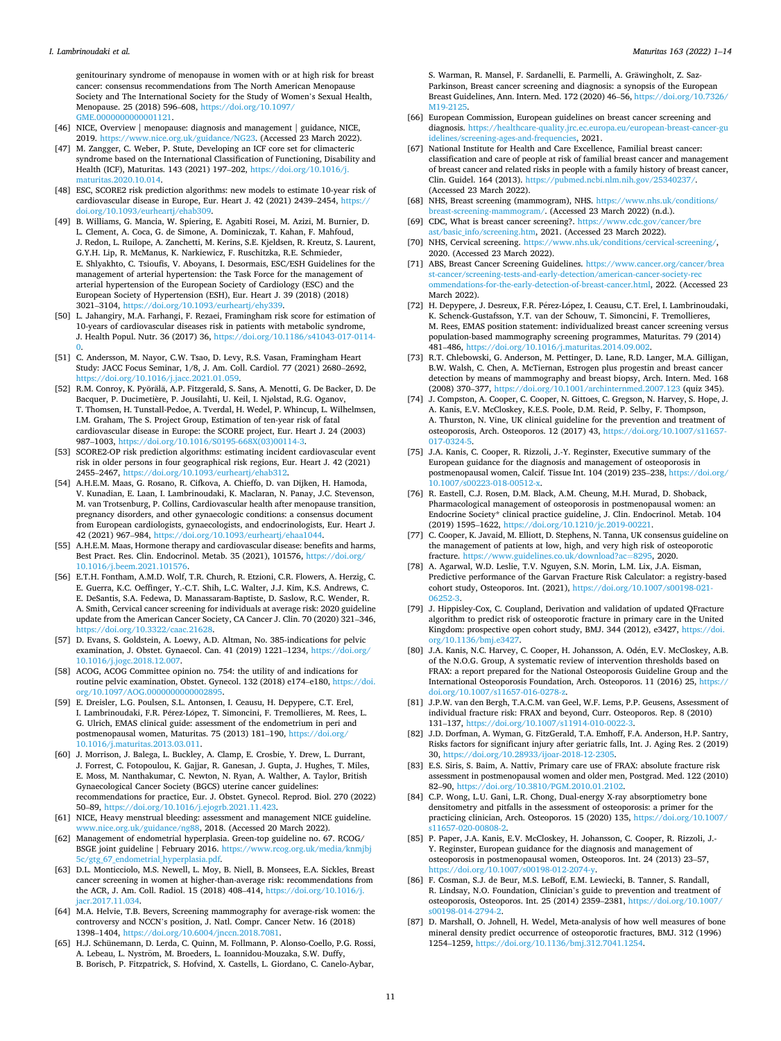genitourinary syndrome of menopause in women with or at high risk for breast cancer: consensus recommendations from The North American Menopause Society and The International Society for the Study of Women's Sexual Health, Menopause. 25 (2018) 596–608, https://doi.org/10.1097/GME.0000000000001121.

[46] NICE, Overview | menopause: diagnosis and management | guidance, NICE, 2019. https://www.nice.org.uk/guidance/NG23. (Accessed 23 March 2022).

[47] M. Zangger, C. Weber, P. Stute, Developing an ICF core set for climacteric syndrome based on the International Classification of Functioning, Disability and Health (ICF), Maturitas. 143 (2021) 197–202, https://doi.org/10.1016/j.maturitas.2020.10.014.

[48] ESC, SCORE2 risk prediction algorithms: new models to estimate 10-year risk of cardiovascular disease in Europe, Eur. Heart J. 42 (2021) 2439–2454, https://doi.org/10.1093/eurheartj/ehab309.

[49] B. Williams, G. Mancia, W. Spiering, E. Agabiti Rosei, M. Azizi, M. Burnier, D. L. Clement, A. Coca, G. de Simone, A. Dominiczak, T. Kahan, F. Mahfoud, J. Redon, L. Ruilope, A. Zanchetti, M. Kerins, S.E. Kjeldsen, R. Kreutz, S. Laurent, G.Y.H. Lip, R. McManus, K. Narkiewicz, F. Ruschitzka, R.E. Schmieder, E. Shlyakhto, C. Tsioufis, V. Aboyans, I. Desormais, ESC/ESH Guidelines for the management of arterial hypertension: the Task Force for the management of arterial hypertension of the European Society of Cardiology (ESC) and the European Society of Hypertension (ESH), Eur. Heart J. 39 (2018) (2018) 3021–3104, https://doi.org/10.1093/eurheartj/ehy339.

[50] L. Jahangiry, M.A. Farhangi, F. Rezaei, Framingham risk score for estimation of 10-years of cardiovascular diseases risk in patients with metabolic syndrome, J. Health Popul. Nutr. 36 (2017) 36, https://doi.org/10.1186/s41043-017-0114-0.

[51] C. Andersson, M. Nayor, C.W. Tsao, D. Levy, R.S. Vasan, Framingham Heart Study: JACC Focus Seminar, 1/8, J. Am. Coll. Cardiol. 77 (2021) 2680–2692, https://doi.org/10.1016/j.jacc.2021.01.059.

[52] R.M. Conroy, K. Pyörälä, A.P. Fitzgerald, S. Sans, A. Menotti, G. De Backer, D. De Bacquer, P. Ducimetière, P. Jousilahti, U. Keil, I. Njølstad, R.G. Oganov, T. Thomsen, H. Tunstall-Pedoe, A. Tverdal, H. Wedel, P. Whincup, L. Wilhelmsen, I.M. Graham, The S. Project Group, Estimation of ten-year risk of fatal cardiovascular disease in Europe: the SCORE project, Eur. Heart J. 24 (2003) 987–1003, https://doi.org/10.1016/S0195-668X(03)00114-3.

[53] SCORE2-OP risk prediction algorithms: estimating incident cardiovascular event risk in older persons in four geographical risk regions, Eur. Heart J. 42 (2021) 2455–2467, https://doi.org/10.1093/eurheartj/ehab312.

[54] A.H.E.M. Maas, G. Rosano, R. Cifkova, A. Chieffo, D. van Dijken, H. Hamoda, V. Kunadian, E. Laan, I. Lambrinoudaki, K. Maclaran, N. Panay, J.C. Stevenson, M. van Trotsenburg, P. Collins, Cardiovascular health after menopause transition, pregnancy disorders, and other gynaecologic conditions: a consensus document from European cardiologists, gynaecologists, and endocrinologists, Eur. Heart J. 42 (2021) 967–984, https://doi.org/10.1093/eurheartj/ehaa1044.

[55] A.H.E.M. Maas, Hormone therapy and cardiovascular disease: benefits and harms, Best Pract. Res. Clin. Endocrinol. Metab. 35 (2021), 101576, https://doi.org/10.1016/j.beem.2021.101576.

[56] E.T.H. Fontham, A.M.D. Wolf, T.R. Church, R. Etzioni, C.R. Flowers, A. Herzig, C. E. Guerra, K.C. Oeffinger, Y.-C.T. Shih, L.C. Walter, J.J. Kim, K.S. Andrews, C. E. DeSantis, S.A. Fedewa, D. Manassaram-Baptiste, D. Saslow, R.C. Wender, R. A. Smith, Cervical cancer screening for individuals at average risk: 2020 guideline update from the American Cancer Society, CA Cancer J. Clin. 70 (2020) 321–346, https://doi.org/10.3322/caac.21628.

[57] D. Evans, S. Goldstein, A. Loewy, A.D. Altman, No. 385-indications for pelvic examination, J. Obstet. Gynaecol. Can. 41 (2019) 1221–1234, https://doi.org/10.1016/j.jogc.2018.12.007.

[58] ACOG, ACOG Committee opinion no. 754: the utility of and indications for routine pelvic examination, Obstet. Gynecol. 132 (2018) e174–e180, https://doi.org/10.1097/AOG.0000000000002895.

[59] E. Dreisler, L.G. Poulsen, S.L. Antonsen, I. Ceausu, H. Depypere, C.T. Erel, I. Lambrinoudaki, F.R. Pérez-López, T. Simoncini, F. Tremollieres, M. Rees, L. G. Ulrich, EMAS clinical guide: assessment of the endometrium in peri and postmenopausal women, Maturitas. 75 (2013) 181–190, https://doi.org/10.1016/j.maturitas.2013.03.011.

[60] J. Morrison, J. Balega, L. Buckley, A. Clamp, E. Crosbie, Y. Drew, L. Durrant, J. Forrest, C. Fotopoulou, K. Gajjar, R. Ganesan, J. Gupta, J. Hughes, T. Miles, E. Moss, M. Nanthakumar, C. Newton, N. Ryan, A. Walther, A. Taylor, British Gynaecological Cancer Society (BGCS) uterine cancer guidelines: recommendations for practice, Eur. J. Obstet. Gynecol. Reprod. Biol. 270 (2022) 50–89, https://doi.org/10.1016/j.ejogrb.2021.11.423.

[61] NICE, Heavy menstrual bleeding: assessment and management NICE guideline. www.nice.org.uk/guidance/ng88, 2018. (Accessed 20 March 2022).

[62] Management of endometrial hyperplasia. Green-top guideline no. 67. RCOG/BSGE joint guideline | February 2016. https://www.rcog.org.uk/media/knmjbj5c/gtg_67_endometrial_hyperplasia.pdf.

[63] D.L. Monticciolo, M.S. Newell, L. Moy, B. Niell, B. Monsees, E.A. Sickles, Breast cancer screening in women at higher-than-average risk: recommendations from the ACR, J. Am. Coll. Radiol. 15 (2018) 408–414, https://doi.org/10.1016/j.jacr.2017.11.034.

[64] M.A. Helvie, T.B. Bevers, Screening mammography for average-risk women: the controversy and NCCN's position, J. Natl. Compr. Cancer Netw. 16 (2018) 1398–1404, https://doi.org/10.6004/jnccn.2018.7081.

[65] H.J. Schünemann, D. Lerda, C. Quinn, M. Follmann, P. Alonso-Coello, P.G. Rossi, A. Lebeau, L. Nyström, M. Broeders, L. Ioannidou-Mouzaka, S.W. Duffy, B. Borisch, P. Fitzpatrick, S. Hofvind, X. Castells, L. Giordano, C. Canelo-Aybar, S. Warman, R. Mansel, F. Sardanelli, E. Parmelli, A. Gräwingholt, Z. Saz-Parkinson, Breast cancer screening and diagnosis: a synopsis of the European Breast Guidelines, Ann. Intern. Med. 172 (2020) 46–56, https://doi.org/10.7326/M19-2125.

[66] European Commission, European guidelines on breast cancer screening and diagnosis. https://healthcare-quality.jrc.ec.europa.eu/european-breast-cancer-guidelines/screening-ages-and-frequencies, 2021.

[67] National Institute for Health and Care Excellence, Familial breast cancer: classification and care of people at risk of familial breast cancer and management of breast cancer and related risks in people with a family history of breast cancer, Clin. Guidel. 164 (2013). https://pubmed.ncbi.nlm.nih.gov/25340237/. (Accessed 23 March 2022).

[68] NHS, Breast screening (mammogram), NHS. https://www.nhs.uk/conditions/breast-screening-mammogram/. (Accessed 23 March 2022) (n.d.).

[69] CDC, What is breast cancer screening?. https://www.cdc.gov/cancer/breast/basic_info/screening.htm, 2021. (Accessed 23 March 2022).

[70] NHS, Cervical screening. https://www.nhs.uk/conditions/cervical-screening/, 2020. (Accessed 23 March 2022).

[71] ABS, Breast Cancer Screening Guidelines. https://www.cancer.org/cancer/breast-cancer/screening-tests-and-early-detection/american-cancer-society-recommendations-for-the-early-detection-of-breast-cancer.html, 2022. (Accessed 23 March 2022).

[72] H. Depypere, J. Desreux, F.R. Pérez-López, I. Ceausu, C.T. Erel, I. Lambrinoudaki, K. Schenck-Gustafsson, Y.T. van der Schouw, T. Simoncini, F. Tremollieres, M. Rees, EMAS position statement: individualized breast cancer screening versus population-based mammography screening programmes, Maturitas. 79 (2014) 481–486, https://doi.org/10.1016/j.maturitas.2014.09.002.

[73] R.T. Chlebowski, G. Anderson, M. Pettinger, D. Lane, R.D. Langer, M.A. Gilligan, B.W. Walsh, C. Chen, A. McTiernan, Estrogen plus progestin and breast cancer detection by means of mammography and breast biopsy, Arch. Intern. Med. 168 (2008) 370–377, https://doi.org/10.1001/archinternmed.2007.123 (quiz 345).

[74] J. Compston, A. Cooper, C. Cooper, N. Gittoes, C. Gregson, N. Harvey, S. Hope, J. A. Kanis, E.V. McCloskey, K.E.S. Poole, D.M. Reid, P. Selby, F. Thompson, A. Thurston, N. Vine, UK clinical guideline for the prevention and treatment of osteoporosis, Arch. Osteoporos. 12 (2017) 43, https://doi.org/10.1007/s11657-017-0324-5.

[75] J.A. Kanis, C. Cooper, R. Rizzoli, J.-Y. Reginster, Executive summary of the European guidance for the diagnosis and management of osteoporosis in postmenopausal women, Calcif. Tissue Int. 104 (2019) 235–238, https://doi.org/10.1007/s00223-018-00512-x.

[76] R. Eastell, C.J. Rosen, D.M. Black, A.M. Cheung, M.H. Murad, D. Shoback, Pharmacological management of osteoporosis in postmenopausal women: an Endocrine Society* clinical practice guideline, J. Clin. Endocrinol. Metab. 104 (2019) 1595–1622, https://doi.org/10.1210/jc.2019-00221.

[77] C. Cooper, K. Javaid, M. Elliott, D. Stephens, N. Tanna, UK consensus guideline on the management of patients at low, high, and very high risk of osteoporotic fracture. https://www.guidelines.co.uk/download?ac=8295, 2020.

[78] A. Agarwal, W.D. Leslie, T.V. Nguyen, S.N. Morin, L.M. Lix, J.A. Eisman, Predictive performance of the Garvan Fracture Risk Calculator: a registry-based cohort study, Osteoporos. Int. (2021), https://doi.org/10.1007/s00198-021-06252-3.

[79] J. Hippisley-Cox, C. Coupland, Derivation and validation of updated QFracture algorithm to predict risk of osteoporotic fracture in primary care in the United Kingdom: prospective open cohort study, BMJ. 344 (2012), e3427, https://doi.org/10.1136/bmj.e3427.

[80] J.A. Kanis, N.C. Harvey, C. Cooper, H. Johansson, A. Odén, E.V. McCloskey, A.B. of the N.O.G. Group, A systematic review of intervention thresholds based on FRAX: a report prepared for the National Osteoporosis Guideline Group and the International Osteoporosis Foundation, Arch. Osteoporos. 11 (2016) 25, https://doi.org/10.1007/s11657-016-0278-z.

[81] J.P.W. van den Bergh, T.A.C.M. van Geel, W.F. Lems, P.P. Geusens, Assessment of individual fracture risk: FRAX and beyond, Curr. Osteoporos. Rep. 8 (2010) 131–137, https://doi.org/10.1007/s11914-010-0022-3.

[82] J.D. Dorfman, A. Wyman, G. FitzGerald, T.A. Emhoff, F.A. Anderson, H.P. Santry, Risks factors for significant injury after geriatric falls, Int. J. Aging Res. 2 (2019) 30, https://doi.org/10.28933/ijoar-2018-12-2305.

[83] E.S. Siris, S. Baim, A. Nattiv, Primary care use of FRAX: absolute fracture risk assessment in postmenopausal women and older men, Postgrad. Med. 122 (2010) 82–90, https://doi.org/10.3810/PGM.2010.01.2102.

[84] C.P. Wong, L.U. Gani, L.R. Chong, Dual-energy X-ray absorptiometry bone densitometry and pitfalls in the assessment of osteoporosis: a primer for the practicing clinician, Arch. Osteoporos. 15 (2020) 135, https://doi.org/10.1007/s11657-020-00808-2.

[85] P. Paper, J.A. Kanis, E.V. McCloskey, H. Johansson, C. Cooper, R. Rizzoli, J.-Y. Reginster, European guidance for the diagnosis and management of osteoporosis in postmenopausal women, Osteoporos. Int. 24 (2013) 23–57, https://doi.org/10.1007/s00198-012-2074-y.

[86] F. Cosman, S.J. de Beur, M.S. LeBoff, E.M. Lewiecki, B. Tanner, S. Randall, R. Lindsay, N.O. Foundation, Clinician's guide to prevention and treatment of osteoporosis, Osteoporos. Int. 25 (2014) 2359–2381, https://doi.org/10.1007/s00198-014-2794-2.

[87] D. Marshall, O. Johnell, H. Wedel, Meta-analysis of how well measures of bone mineral density predict occurrence of osteoporotic fractures, BMJ. 312 (1996) 1254–1259, https://doi.org/10.1136/bmj.312.7041.1254.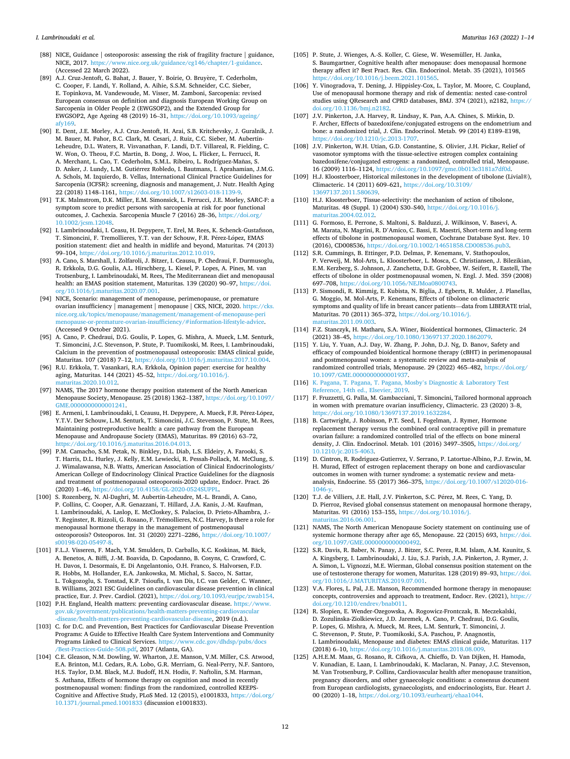[88] NICE, Guidance | osteoporosis: assessing the risk of fragility fracture | guidance, NICE, 2017. https://www.nice.org.uk/guidance/cg146/chapter/1-guidance. (Accessed 22 March 2022).

[89] A.J. Cruz-Jentoft, G. Bahat, J. Bauer, Y. Boirie, O. Bruyère, T. Cederholm, C. Cooper, F. Landi, Y. Rolland, A. Aihie, S.S.M. Schneider, C.C. Sieber, E. Topinkova, M. Vandewoude, M. Visser, M. Zamboni, Sarcopenia: revised European consensus on definition and diagnosis European Working Group on Sarcopenia in Older People 2 (EWGSOP2), and the Extended Group for EWGSOP2, Age Ageing 48 (2019) 16–31, https://doi.org/10.1093/ageing/afy169.

[90] E. Dent, J.E. Morley, A.J. Cruz-Jentoft, H. Arai, S.B. Kritchevsky, J. Guralnik, J. M. Bauer, M. Pahor, B.C. Clark, M. Cesari, J. Ruiz, C.C. Sieber, M. Aubertin-Leheudre, D.L. Waters, R. Visvanathan, F. Landi, D.T. Villareal, R. Fielding, C. W. Won, O. Theou, F.C. Martin, B. Dong, J. Woo, L. Flicker, L. Ferrucci, R. A. Merchant, L. Cao, T. Cederholm, S.M.L. Ribeiro, L. Rodríguez-Mañas, S. D. Anker, J. Lundy, L.M. Gutiérrez Robledo, I. Bautmans, I. Aprahamian, J.M.G. A. Schols, M. Izquierdo, B. Vellas, International Clinical Practice Guidelines for Sarcopenia (ICFSR): screening, diagnosis and management, J. Nutr. Health Aging 22 (2018) 1148–1161, https://doi.org/10.1007/s12603-018-1139-9.

[91] T.K. Malmstrom, D.K. Miller, E.M. Simonsick, L. Ferrucci, J.E. Morley, SARC-F: a symptom score to predict persons with sarcopenia at risk for poor functional outcomes, J. Cachexia. Sarcopenia Muscle 7 (2016) 28–36, https://doi.org/10.1002/jcsm.12048.

[92] I. Lambrinoudaki, I. Ceasu, H. Depypere, T. Erel, M. Rees, K. Schenck-Gustafsson, T. Simoncini, F. Tremollieres, Y.T. van der Schouw, F.R. Pérez-López, EMAS position statement: diet and health in midlife and beyond, Maturitas. 74 (2013) 99–104, https://doi.org/10.1016/j.maturitas.2012.10.019.

[93] A. Cano, S. Marshall, I. Zolfaroli, J. Bitzer, I. Ceausu, P. Chedraui, F. Durmusoglu, R. Erkkola, D.G. Goulis, A.L. Hirschberg, L. Kiesel, P. Lopes, A. Pines, M. van Trotsenburg, I. Lambrinoudaki, M. Rees, The Mediterranean diet and menopausal health: an EMAS position statement, Maturitas. 139 (2020) 90–97, https://doi.org/10.1016/j.maturitas.2020.07.001.

[94] NICE, Scenario: management of menopause, perimenopause, or premature ovarian insufficiency | management | menopause | CKS, NICE, 2020. https://cks.nice.org.uk/topics/menopause/management/management-of-menopause-perimenopause-or-premature-ovarian-insufficiency/#information-lifestyle-advice. (Accessed 9 October 2021).

[95] A. Cano, P. Chedraui, D.G. Goulis, P. Lopes, G. Mishra, A. Mueck, L.M. Senturk, T. Simoncini, J.C. Stevenson, P. Stute, P. Tuomikoski, M. Rees, I. Lambrinoudaki, Calcium in the prevention of postmenopausal osteoporosis: EMAS clinical guide, Maturitas. 107 (2018) 7–12, https://doi.org/10.1016/j.maturitas.2017.10.004.

[96] R.U. Erkkola, T. Vasankari, R.A. Erkkola, Opinion paper: exercise for healthy aging, Maturitas. 144 (2021) 45–52, https://doi.org/10.1016/j.maturitas.2020.10.012.

[97] NAMS, The 2017 hormone therapy position statement of the North American Menopause Society, Menopause. 25 (2018) 1362–1387, https://doi.org/10.1097/GME.0000000000001241.

[98] E. Armeni, I. Lambrinoudaki, I. Ceausu, H. Depypere, A. Mueck, F.R. Pérez-López, Y.T.V. Der Schouw, L.M. Senturk, T. Simoncini, J.C. Stevenson, P. Stute, M. Rees, Maintaining postreproductive health: a care pathway from the European Menopause and Andropause Society (EMAS), Maturitas. 89 (2016) 63–72, https://doi.org/10.1016/j.maturitas.2016.04.013.

[99] P.M. Camacho, S.M. Petak, N. Binkley, D.L. Diab, L.S. Eldeiry, A. Farooki, S. T. Harris, D.L. Hurley, J. Kelly, E.M. Lewiecki, R. Pessah-Pollack, M. McClung, S. J. Wimalawansa, N.B. Watts, American Association of Clinical Endocrinologists/American College of Endocrinology Clinical Practice Guidelines for the diagnosis and treatment of postmenopausal osteoporosis-2020 update, Endocr. Pract. 26 (2020) 1–46, https://doi.org/10.4158/GL-2020-0524SUPPL.

[100] S. Rozenberg, N. Al-Daghri, M. Aubertin-Leheudre, M.-L. Brandi, A. Cano, P. Collins, C. Cooper, A.R. Genazzani, T. Hillard, J.A. Kanis, J.-M. Kaufman, I. Lambrinoudaki, A. Laslop, E. McCloskey, S. Palacios, D. Prieto-Alhambra, J.-Y. Reginster, R. Rizzoli, G. Rosano, F. Trémollieres, N.C. Harvey, Is there a role for menopausal hormone therapy in the management of postmenopausal osteoporosis? Osteoporos. Int. 31 (2020) 2271–2286, https://doi.org/10.1007/s00198-020-05497-8.

[101] F.L.J. Visseren, F. Mach, Y.M. Smulders, D. Carballo, K.C. Koskinas, M. Bäck, A. Benetos, A. Biffi, J.-M. Boavida, D. Capodanno, B. Cosyns, C. Crawford, C. H. Davos, I. Desormais, E. Di Angelantonio, O.H. Franco, S. Halvorsen, F.D. R. Hobbs, M. Hollander, E.A. Jankowska, M. Michal, S. Sacco, N. Sattar, L. Tokgozoglu, S. Tonstad, K.P. Tsioufis, I. van Dis, I.C. van Gelder, C. Wanner, B. Williams, 2021 ESC Guidelines on cardiovascular disease prevention in clinical practice, Eur. J. Prev. Cardiol. (2021), https://doi.org/10.1093/eurjpc/zwab154.

[102] P.H. England, Health matters: preventing cardiovascular disease. https://www.gov.uk/government/publications/health-matters-preventing-cardiovascular-disease/health-matters-preventing-cardiovascular-disease, 2019 (n.d.).

[103] C. for D.C. and Prevention, Best Practices for Cardiovascular Disease Prevention Programs: A Guide to Effective Health Care System Interventions and Community Programs Linked to Clinical Services. https://www.cdc.gov/dhdsp/pubs/docs/Best-Practices-Guide-508.pdf, 2017 (Atlanta, GA).

[104] C.E. Gleason, N.M. Dowling, W. Wharton, J.E. Manson, V.M. Miller, C.S. Atwood, E.A. Brinton, M.I. Cedars, R.A. Lobo, G.R. Merriam, G. Neal-Perry, N.F. Santoro, H.S. Taylor, D.M. Black, M.J. Budoff, H.N. Hodis, F. Naftolin, S.M. Harman, S. Asthana, Effects of hormone therapy on cognition and mood in recently postmenopausal women: findings from the randomized, controlled KEEPS-Cognitive and Affective Study, PLoS Med. 12 (2015), e1001833, https://doi.org/10.1371/journal.pmed.1001833 (discussion e1001833).

[105] P. Stute, J. Wienges, A.-S. Koller, C. Giese, W. Wesemüller, H. Janka, S. Baumgartner, Cognitive health after menopause: does menopausal hormone therapy affect it? Best Pract. Res. Clin. Endocrinol. Metab. 35 (2021), 101565 https://doi.org/10.1016/j.beem.2021.101565.

[106] Y. Vinogradova, T. Dening, J. Hippisley-Cox, L. Taylor, M. Moore, C. Coupland, Use of menopausal hormone therapy and risk of dementia: nested case-control studies using QResearch and CPRD databases, BMJ. 374 (2021), n2182, https://doi.org/10.1136/bmj.n2182.

[107] J.V. Pinkerton, J.A. Harvey, R. Lindsay, K. Pan, A.A. Chines, S. Mirkin, D. F. Archer, Effects of bazedoxifene/conjugated estrogens on the endometrium and bone: a randomized trial, J. Clin. Endocrinol. Metab. 99 (2014) E189–E198, https://doi.org/10.1210/jc.2013-1707.

[108] J.V. Pinkerton, W.H. Utian, G.D. Constantine, S. Olivier, J.H. Pickar, Relief of vasomotor symptoms with the tissue-selective estrogen complex containing bazedoxifene/conjugated estrogens: a randomized, controlled trial, Menopause. 16 (2009) 1116–1124, https://doi.org/10.1097/gme.0b013e3181a7df0d.

[109] H.J. Kloosterboer, Historical milestones in the development of tibolone (Livial®), Climacteric. 14 (2011) 609–621, https://doi.org/10.3109/13697137.2011.580639.

[110] H.J. Kloosterboer, Tissue-selectivity: the mechanism of action of tibolone, Maturitas. 48 (Suppl. 1) (2004) S30–S40, https://doi.org/10.1016/j.maturitas.2004.02.012.

[111] G. Formoso, E. Perrone, S. Maltoni, S. Balduzzi, J. Wilkinson, V. Basevi, A. M. Marata, N. Magrini, R. D'Amico, C. Bassi, E. Maestri, Short-term and long-term effects of tibolone in postmenopausal women, Cochrane Database Syst. Rev. 10 (2016), CD008536, https://doi.org/10.1002/14651858.CD008536.pub3.

[112] S.R. Cummings, B. Ettinger, P.D. Delmas, P. Kenemans, V. Stathopoulos, P. Verweij, M. Mol-Arts, L. Kloosterboer, L. Mosca, C. Christiansen, J. Bilezikian, E.M. Kerzberg, S. Johnson, J. Zanchetta, D.E. Grobbee, W. Seifert, R. Eastell, The effects of tibolone in older postmenopausal women, N. Engl. J. Med. 359 (2008) 697–708, https://doi.org/10.1056/NEJMoa0800743.

[113] P. Sismondi, R. Kimmig, E. Kubista, N. Biglia, J. Egberts, R. Mulder, J. Planellas, G. Moggio, M. Mol-Arts, P. Kenemans, Effects of tibolone on climacteric symptoms and quality of life in breast cancer patients—data from LIBERATE trial, Maturitas. 70 (2011) 365–372, https://doi.org/10.1016/j.maturitas.2011.09.003.

[114] F.Z. Stanczyk, H. Matharu, S.A. Winer, Bioidentical hormones, Climacteric. 24 (2021) 38–45, https://doi.org/10.1080/13697137.2020.1862079.

[115] Y. Liu, Y. Yuan, A.J. Day, W. Zhang, P. John, D.J. Ng, D. Banov, Safety and efficacy of compounded bioidentical hormone therapy (cBHT) in perimenopausal and postmenopausal women: a systematic review and meta-analysis of randomized controlled trials, Menopause. 29 (2022) 465–482, https://doi.org/10.1097/GME.0000000000001937.

[116] K. Pagana, T. Pagana, T. Pagana, Mosby's Diagnostic & Laboratory Test Reference, 14th ed., Elsevier, 2019.

[117] F. Fruzzetti, G. Palla, M. Gambacciani, T. Simoncini, Tailored hormonal approach in women with premature ovarian insufficiency, Climacteric. 23 (2020) 3–8, https://doi.org/10.1080/13697137.2019.1632284.

[118] B. Cartwright, J. Robinson, P.T. Seed, I. Fogelman, J. Rymer, Hormone replacement therapy versus the combined oral contraceptive pill in premature ovarian failure: a randomized controlled trial of the effects on bone mineral density, J. Clin. Endocrinol. Metab. 101 (2016) 3497–3505, https://doi.org/10.1210/jc.2015-4063.

[119] D. Cintron, R. Rodriguez-Gutierrez, V. Serrano, P. Latortue-Albino, P.J. Erwin, M. H. Murad, Effect of estrogen replacement therapy on bone and cardiovascular outcomes in women with turner syndrome: a systematic review and meta-analysis, Endocrine. 55 (2017) 366–375, https://doi.org/10.1007/s12020-016-1046-y.

[120] T.J. de Villiers, J.E. Hall, J.V. Pinkerton, S.C. Pérez, M. Rees, C. Yang, D. D. Pierroz, Revised global consensus statement on menopausal hormone therapy, Maturitas. 91 (2016) 153–155, https://doi.org/10.1016/j.maturitas.2016.06.001.

[121] NAMS, The North American Menopause Society statement on continuing use of systemic hormone therapy after age 65, Menopause. 22 (2015) 693, https://doi.org/10.1097/GME.0000000000000492.

[122] S.R. Davis, R. Baber, N. Panay, J. Bitzer, S.C. Perez, R.M. Islam, A.M. Kaunitz, S. A. Kingsberg, I. Lambrinoudaki, J. Liu, S.J. Parish, J.A. Pinkerton, J. Rymer, J. A. Simon, L. Vignozzi, M.E. Wierman, Global consensus position statement on the use of testosterone therapy for women, Maturitas. 128 (2019) 89–93, https://doi.org/10.1016/J.MATURITAS.2019.07.001.

[123] V.A. Flores, L. Pal, J.E. Manson, Recommended hormone therapy in menopause: concepts, controversies and approach to treatment, Endocr. Rev. (2021), https://doi.org/10.1210/endrev/bnab011.

[124] R. Slopien, E. Wender-Ozegowska, A. Rogowicz-Frontczak, B. Meczekalski, D. Zozulinska-Ziolkiewicz, J.D. Jaremek, A. Cano, P. Chedraui, D.G. Goulis, P. Lopes, G. Mishra, A. Mueck, M. Rees, L.M. Senturk, T. Simoncini, J. C. Stevenson, P. Stute, P. Tuomikoski, S.A. Paschou, P. Anagnostis, I. Lambrinoudaki, Menopause and diabetes: EMAS clinical guide, Maturitas. 117 (2018) 6–10, https://doi.org/10.1016/j.maturitas.2018.08.009.

[125] A.H.E.M. Maas, G. Rosano, R. Cifkova, A. Chieffo, D. Van Dijken, H. Hamoda, V. Kunadian, E. Laan, I. Lambrinoudaki, K. Maclaran, N. Panay, J.C. Stevenson, M. Van Trotsenburg, P. Collins, Cardiovascular health after menopause transition, pregnancy disorders, and other gynaecologic conditions: a consensus document from European cardiologists, gynaecologists, and endocrinologists, Eur. Heart J. 00 (2020) 1–18, https://doi.org/10.1093/eurheartj/ehaa1044.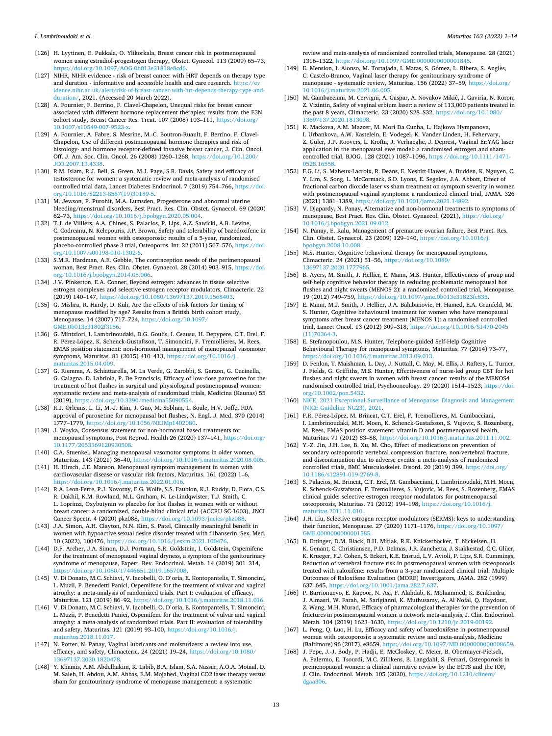[126] H. Lyytinen, E. Pukkala, O. Ylikorkala, Breast cancer risk in postmenopausal women using estradiol-progestogen therapy, Obstet. Gynecol. 113 (2009) 65–73, https://doi.org/10.1097/AOG.0b013e31818e8cd6.

[127] NIHR, NIHR evidence - risk of breast cancer with HRT depends on therapy type and duration - informative and accessible health and care research. https://evidence.nihr.ac.uk/alert/risk-of-breast-cancer-with-hrt-depends-therapy-type-and-duration/, 2021. (Accessed 20 March 2022).

[128] A. Fournier, F. Berrino, F. Clavel-Chapelon, Unequal risks for breast cancer associated with different hormone replacement therapies: results from the E3N cohort study, Breast Cancer Res. Treat. 107 (2008) 103–111, https://doi.org/10.1007/s10549-007-9523-x.

[129] A. Fournier, A. Fabre, S. Mesrine, M.-C. Boutron-Ruault, F. Berrino, F. Clavel-Chapelon, Use of different postmenopausal hormone therapies and risk of histology- and hormone receptor-defined invasive breast cancer, J. Clin. Oncol. Off. J. Am. Soc. Clin. Oncol. 26 (2008) 1260–1268, https://doi.org/10.1200/JCO.2007.13.4338.

[130] R.M. Islam, R.J. Bell, S. Green, M.J. Page, S.R. Davis, Safety and efficacy of testosterone for women: a systematic review and meta-analysis of randomised controlled trial data, Lancet Diabetes Endocrinol. 7 (2019) 754–766, https://doi.org/10.1016/S2213-8587(19)30189-5.

[131] M. Jewson, P. Purohit, M.A. Lumsden, Progesterone and abnormal uterine bleeding/menstrual disorders, Best Pract. Res. Clin. Obstet. Gynaecol. 69 (2020) 62–73, https://doi.org/10.1016/j.bpobgyn.2020.05.004.

[132] T.J. de Villiers, A.A. Chines, S. Palacios, P. Lips, A.Z. Sawicki, A.B. Levine, C. Codreanu, N. Kelepouris, J.P. Brown, Safety and tolerability of bazedoxifene in postmenopausal women with osteoporosis: results of a 5-year, randomized, placebo-controlled phase 3 trial, Osteoporos. Int. 22 (2011) 567–576, https://doi.org/10.1007/s00198-010-1302-6.

[133] S.M.R. Hardman, A.E. Gebbie, The contraception needs of the perimenopausal woman, Best Pract. Res. Clin. Obstet. Gynaecol. 28 (2014) 903–915, https://doi.org/10.1016/j.bpobgyn.2014.05.006.

[134] J.V. Pinkerton, E.A. Conner, Beyond estrogen: advances in tissue selective estrogen complexes and selective estrogen receptor modulators, Climacteric. 22 (2019) 140–147, https://doi.org/10.1080/13697137.2019.1568403.

[135] G. Mishra, R. Hardy, D. Kuh, Are the effects of risk factors for timing of menopause modified by age? Results from a British birth cohort study, Menopause. 14 (2007) 717–724, https://doi.org/10.1097/GME.0b013e31802f3156.

[136] G. Mintziori, I. Lambrinoudaki, D.G. Goulis, I. Ceausu, H. Depypere, C.T. Erel, F. R. Pérez-López, K. Schenck-Gustafsson, T. Simoncini, F. Tremollieres, M. Rees, EMAS position statement: non-hormonal management of menopausal vasomotor symptoms, Maturitas. 81 (2015) 410–413, https://doi.org/10.1016/j.maturitas.2015.04.009.

[137] G. Riemma, A. Schiattarella, M. La Verde, G. Zarobbi, S. Garzon, G. Cucinella, G. Calagna, D. Labriola, P. De Franciscis, Efficacy of low-dose paroxetine for the treatment of hot flushes in surgical and physiological postmenopausal women: systematic review and meta-analysis of randomized trials, Medicina (Kaunas) 55 (2019), https://doi.org/10.3390/medicina55090554.

[138] R.J. Orleans, L. Li, M.-J. Kim, J. Guo, M. Sobhan, L. Soule, H.V. Joffe, FDA approval of paroxetine for menopausal hot flushes, N. Engl. J. Med. 370 (2014) 1777–1779, https://doi.org/10.1056/NEJMp1402080.

[139] J. Woyka, Consensus statement for non-hormonal based treatments for menopausal symptoms, Post Reprod. Health 26 (2020) 137–141, https://doi.org/10.1177/2053369120930508.

[140] C.A. Stuenkel, Managing menopausal vasomotor symptoms in older women, Maturitas. 143 (2021) 36–40, https://doi.org/10.1016/j.maturitas.2020.08.005.

[141] H. Hirsch, J.E. Manson, Menopausal symptom management in women with cardiovascular disease or vascular risk factors, Maturitas. 161 (2022) 1–6, https://doi.org/10.1016/j.maturitas.2022.01.016.

[142] R.A. Leon-Ferre, P.J. Novotny, E.G. Wolfe, S.S. Faubion, K.J. Ruddy, D. Flora, C.S. R. Dakhil, K.M. Rowland, M.L. Graham, N. Le-Lindqwister, T.J. Smith, C. L. Loprinzi, Oxybutynin vs placebo for hot flashes in women with or without breast cancer: a randomized, double-blind clinical trial (ACCRU SC-1603), JNCI Cancer Spectr. 4 (2020) pkz088, https://doi.org/10.1093/jncics/pkz088.

[143] J.A. Simon, A.H. Clayton, N.H. Kim, S. Patel, Clinically meaningful benefit in women with hypoactive sexual desire disorder treated with flibanserin, Sex. Med. 10 (2022), 100476, https://doi.org/10.1016/j.esxm.2021.100476.

[144] D.F. Archer, J.A. Simon, D.J. Portman, S.R. Goldstein, I. Goldstein, Ospemifene for the treatment of menopausal vaginal dryness, a symptom of the genitourinary syndrome of menopause, Expert. Rev. Endocrinol. Metab. 14 (2019) 301–314, https://doi.org/10.1080/17446651.2019.1657008.

[145] V. Di Donato, M.C. Schiavi, V. Iacobelli, O. D'oria, E. Kontopantelis, T. Simoncini, L. Muzii, P. Benedetti Panici, Ospemifene for the treatment of vulvar and vaginal atrophy: a meta-analysis of randomized trials. Part I: evaluation of efficacy, Maturitas. 121 (2019) 86–92, https://doi.org/10.1016/j.maturitas.2018.11.016.

[146] V. Di Donato, M.C. Schiavi, V. Iacobelli, O. D'oria, E. Kontopantelis, T. Simoncini, L. Muzii, P. Benedetti Panici, Ospemifene for the treatment of vulvar and vaginal atrophy: a meta-analysis of randomized trials. Part II: evaluation of tolerability and safety, Maturitas. 121 (2019) 93–100, https://doi.org/10.1016/j.maturitas.2018.11.017.

[147] N. Potter, N. Panay, Vaginal lubricants and moisturizers: a review into use, efficacy, and safety, Climacteric. 24 (2021) 19–24, https://doi.org/10.1080/13697137.2020.1820478.

[148] Y. Khamis, A.M. Abdelhakim, K. Labib, B.A. Islam, S.A. Nassar, A.O.A. Motaal, D. M. Saleh, H. Abdou, A.M. Abbas, E.M. Mojahed, Vaginal CO2 laser therapy versus sham for genitourinary syndrome of menopause management: a systematic review and meta-analysis of randomized controlled trials, Menopause. 28 (2021) 1316–1322, https://doi.org/10.1097/GME.0000000000001845.

[149] E. Mension, I. Alonso, M. Tortajada, I. Matas, S. Gómez, L. Ribera, S. Anglès, C. Castelo-Branco, Vaginal laser therapy for genitourinary syndrome of menopause - systematic review, Maturitas. 156 (2022) 37–59, https://doi.org/10.1016/j.maturitas.2021.06.005.

[150] M. Gambacciani, M. Cervigni, A. Gaspar, A. Novakov Mikić, J. Gaviria, N. Koron, Z. Vizintin, Safety of vaginal erbium laser: a review of 113,000 patients treated in the past 8 years, Climacteric. 23 (2020) S28–S32, https://doi.org/10.1080/13697137.2020.1813098.

[151] K. Mackova, A.M. Mazzer, M. Mori Da Cunha, L. Hajkova Hympanova, I. Urbankova, A.W. Kastelein, E. Vodegel, K. Vander Linden, H. Fehervary, Z. Guler, J.P. Roovers, L. Krofta, J. Verhaeghe, J. Deprest, Vaginal Er:YAG laser application in the menopausal ewe model: a randomised estrogen and sham-controlled trial, BJOG. 128 (2021) 1087–1096, https://doi.org/10.1111/1471-0528.16558.

[152] F.G. Li, S. Maheux-Lacroix, R. Deans, E. Nesbitt-Hawes, A. Budden, K. Nguyen, C. Y. Lim, S. Song, L. McCormack, S.D. Lyons, E. Segelov, J.A. Abbott, Effect of fractional carbon dioxide laser vs sham treatment on symptom severity in women with postmenopausal vaginal symptoms: a randomized clinical trial, JAMA. 326 (2021) 1381–1389, https://doi.org/10.1001/jama.2021.14892.

[153] V. Djapardy, N. Panay, Alternative and non-hormonal treatments to symptoms of menopause, Best Pract. Res. Clin. Obstet. Gynaecol. (2021), https://doi.org/10.1016/j.bpobgyn.2021.09.012.

[154] N. Panay, E. Kalu, Management of premature ovarian failure, Best Pract. Res. Clin. Obstet. Gynaecol. 23 (2009) 129–140, https://doi.org/10.1016/j.bpobgyn.2008.10.008.

[155] M.S. Hunter, Cognitive behavioral therapy for menopausal symptoms, Climacteric. 24 (2021) 51–56, https://doi.org/10.1080/13697137.2020.1777965.

[156] B. Ayers, M. Smith, J. Hellier, E. Mann, M.S. Hunter, Effectiveness of group and self-help cognitive behavior therapy in reducing problematic menopausal hot flushes and night sweats (MENOS 2): a randomized controlled trial, Menopause. 19 (2012) 749–759, https://doi.org/10.1097/gme.0b013e31823fe835.

[157] E. Mann, M.J. Smith, J. Hellier, J.A. Balabanovic, H. Hamed, E.A. Grunfeld, M. S. Hunter, Cognitive behavioural treatment for women who have menopausal symptoms after breast cancer treatment (MENOS 1): a randomised controlled trial, Lancet Oncol. 13 (2012) 309–318, https://doi.org/10.1016/S1470-2045(11)70364-3.

[158] E. Stefanopoulou, M.S. Hunter, Telephone-guided Self-Help Cognitive Behavioural Therapy for menopausal symptoms, Maturitas. 77 (2014) 73–77, https://doi.org/10.1016/j.maturitas.2013.09.013.

[159] D. Fenlon, T. Maishman, L. Day, J. Nuttall, C. May, M. Ellis, J. Raftery, L. Turner, J. Fields, G. Griffiths, M.S. Hunter, Effectiveness of nurse-led group CBT for hot flushes and night sweats in women with breast cancer: results of the MENOS4 randomised controlled trial, Psychooncology. 29 (2020) 1514–1523, https://doi.org/10.1002/pon.5432.

[160] NICE, 2021 Exceptional Surveillance of Menopause: Diagnosis and Management (NICE Guideline NG23), 2021.

[161] F.R. Pérez-López, M. Brincat, C.T. Erel, F. Tremollieres, M. Gambacciani, I. Lambrinoudaki, M.H. Moen, K. Schenck-Gustafsson, S. Vujovic, S. Rozenberg, M. Rees, EMAS position statement: vitamin D and postmenopausal health, Maturitas. 71 (2012) 83–88, https://doi.org/10.1016/j.maturitas.2011.11.002.

[162] Y.-Z. Jin, J.H. Lee, B. Xu, M. Cho, Effect of medications on prevention of secondary osteoporotic vertebral compression fracture, non-vertebral fracture, and discontinuation due to adverse events: a meta-analysis of randomized controlled trials, BMC Musculoskelet. Disord. 20 (2019) 399, https://doi.org/10.1186/s12891-019-2769-8.

[163] S. Palacios, M. Brincat, C.T. Erel, M. Gambacciani, I. Lambrinoudaki, M.H. Moen, K. Schenck-Gustafsson, F. Tremollieres, S. Vujovic, M. Rees, S. Rozenberg, EMAS clinical guide: selective estrogen receptor modulators for postmenopausal osteoporosis, Maturitas. 71 (2012) 194–198, https://doi.org/10.1016/j.maturitas.2011.11.010.

[164] J.H. Liu, Selective estrogen receptor modulators (SERMS): keys to understanding their function, Menopause. 27 (2020) 1171–1176, https://doi.org/10.1097/GME.0000000000001585.

[165] B. Ettinger, D.M. Black, B.H. Mitlak, R.K. Knickerbocker, T. Nickelsen, H. K. Genant, C. Christiansen, P.D. Delmas, J.R. Zanchetta, J. Stakkestad, C.C. Glüer, K. Krueger, F.J. Cohen, S. Eckert, K.E. Ensrud, L.V. Avioli, P. Lips, S.R. Cummings, Reduction of vertebral fracture risk in postmenopausal women with osteoporosis treated with raloxifene: results from a 3-year randomized clinical trial. Multiple Outcomes of Raloxifene Evaluation (MORE) Investigators, JAMA. 282 (1999) 637–645, https://doi.org/10.1001/jama.282.7.637.

[166] P. Barrionuevo, E. Kapoor, N. Asi, F. Alahdab, K. Mohammed, K. Benkhadra, J. Almasri, W. Farah, M. Sarigianni, K. Muthusamy, A. Al Nofal, Q. Haydour, Z. Wang, M.H. Murad, Efficacy of pharmacological therapies for the prevention of fractures in postmenopausal women: a network meta-analysis, J. Clin. Endocrinol. Metab. 104 (2019) 1623–1630, https://doi.org/10.1210/jc.2019-00192.

[167] L. Peng, Q. Luo, H. Lu, Efficacy and safety of bazedoxifene in postmenopausal women with osteoporosis: a systematic review and meta-analysis, Medicine (Baltimore) 96 (2017), e8659, https://doi.org/10.1097/MD.0000000000008659.

[168] J. Pepe, J.-J. Body, P. Hadji, E. McCloskey, C. Meier, B. Obermayer-Pietsch, A. Palermo, E. Tsourdi, M.C. Zillikens, B. Langdahl, S. Ferrari, Osteoporosis in premenopausal women: a clinical narrative review by the ECTS and the IOF, J. Clin. Endocrinol. Metab. 105 (2020), https://doi.org/10.1210/clinem/dgaa306.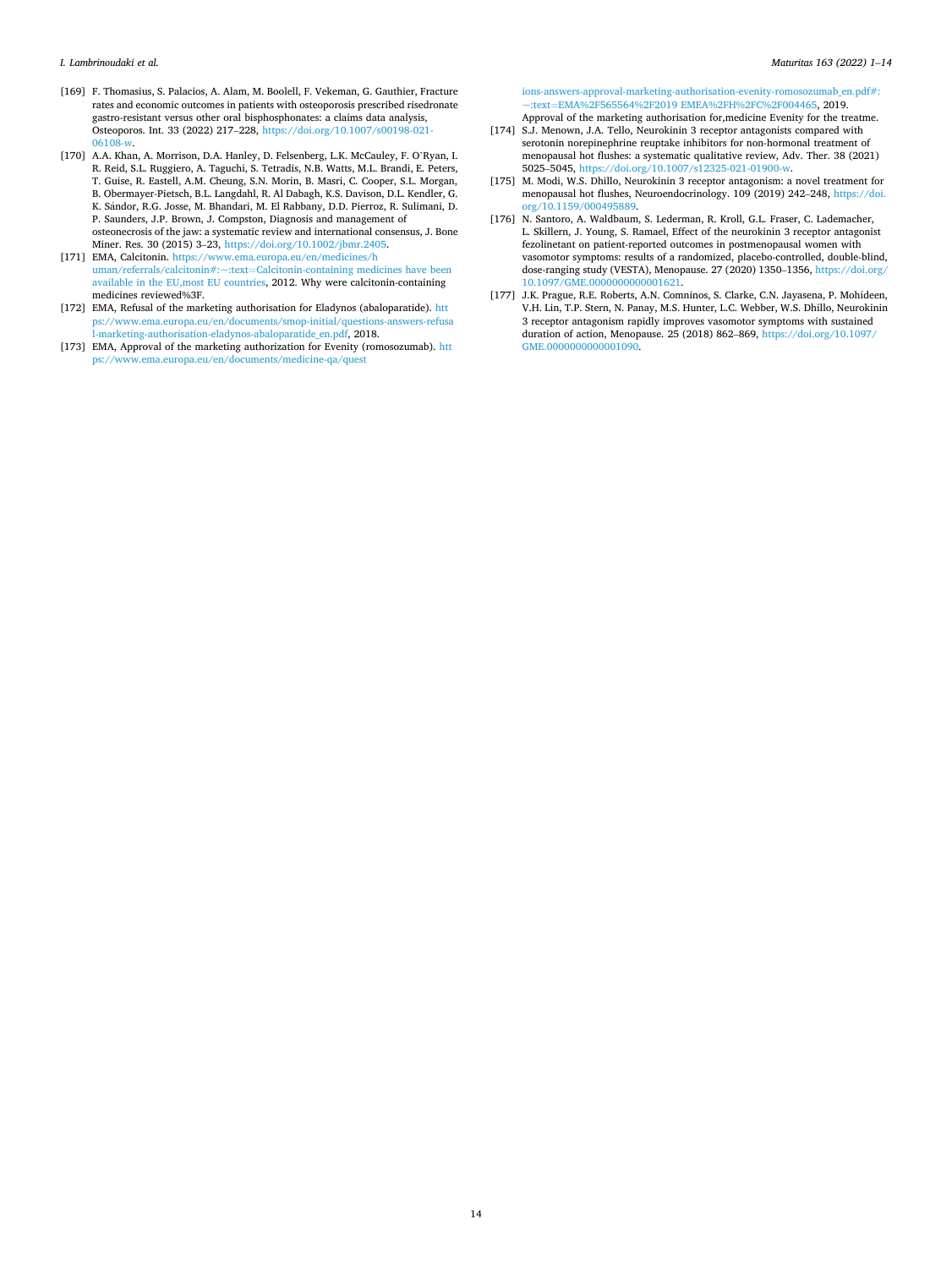[169] F. Thomasius, S. Palacios, A. Alam, M. Boolell, F. Vekeman, G. Gauthier, Fracture rates and economic outcomes in patients with osteoporosis prescribed risedronate gastro-resistant versus other oral bisphosphonates: a claims data analysis, Osteoporos. Int. 33 (2022) 217–228, https://doi.org/10.1007/s00198-021-06108-w.

[170] A.A. Khan, A. Morrison, D.A. Hanley, D. Felsenberg, L.K. McCauley, F. O'Ryan, I. R. Reid, S.L. Ruggiero, A. Taguchi, S. Tetradis, N.B. Watts, M.L. Brandi, E. Peters, T. Guise, R. Eastell, A.M. Cheung, S.N. Morin, B. Masri, C. Cooper, S.L. Morgan, B. Obermayer-Pietsch, B.L. Langdahl, R. Al Dabagh, K.S. Davison, D.L. Kendler, G. K. Sándor, R.G. Josse, M. Bhandari, M. El Rabbany, D.D. Pierroz, R. Sulimani, D. P. Saunders, J.P. Brown, J. Compston, Diagnosis and management of osteonecrosis of the jaw: a systematic review and international consensus, J. Bone Miner. Res. 30 (2015) 3–23, https://doi.org/10.1002/jbmr.2405.

[171] EMA, Calcitonin. https://www.ema.europa.eu/en/medicines/human/referrals/calcitonin#:~:text=Calcitonin-containing medicines have been available in the EU,most EU countries, 2012. Why were calcitonin-containing medicines reviewed%3F.

[172] EMA, Refusal of the marketing authorisation for Eladynos (abaloparatide). https://www.ema.europa.eu/en/documents/smop-initial/questions-answers-refusal-marketing-authorisation-eladynos-abaloparatide_en.pdf, 2018.

[173] EMA, Approval of the marketing authorization for Evenity (romosozumab). https://www.ema.europa.eu/en/documents/medicine-qa/questions-answers-approval-marketing-authorisation-evenity-romosozumab_en.pdf#:~:text=EMA%2F565564%2F2019 EMEA%2FH%2FC%2F004465, 2019. Approval of the marketing authorisation for,medicine Evenity for the treatme.

[174] S.J. Menown, J.A. Tello, Neurokinin 3 receptor antagonists compared with serotonin norepinephrine reuptake inhibitors for non-hormonal treatment of menopausal hot flushes: a systematic qualitative review, Adv. Ther. 38 (2021) 5025–5045, https://doi.org/10.1007/s12325-021-01900-w.

[175] M. Modi, W.S. Dhillo, Neurokinin 3 receptor antagonism: a novel treatment for menopausal hot flushes, Neuroendocrinology. 109 (2019) 242–248, https://doi.org/10.1159/000495889.

[176] N. Santoro, A. Waldbaum, S. Lederman, R. Kroll, G.L. Fraser, C. Lademacher, L. Skillern, J. Young, S. Ramael, Effect of the neurokinin 3 receptor antagonist fezolinetant on patient-reported outcomes in postmenopausal women with vasomotor symptoms: results of a randomized, placebo-controlled, double-blind, dose-ranging study (VESTA), Menopause. 27 (2020) 1350–1356, https://doi.org/10.1097/GME.0000000000001621.

[177] J.K. Prague, R.E. Roberts, A.N. Comninos, S. Clarke, C.N. Jayasena, P. Mohideen, V.H. Lin, T.P. Stern, N. Panay, M.S. Hunter, L.C. Webber, W.S. Dhillo, Neurokinin 3 receptor antagonism rapidly improves vasomotor symptoms with sustained duration of action, Menopause. 25 (2018) 862–869, https://doi.org/10.1097/GME.0000000000001090.